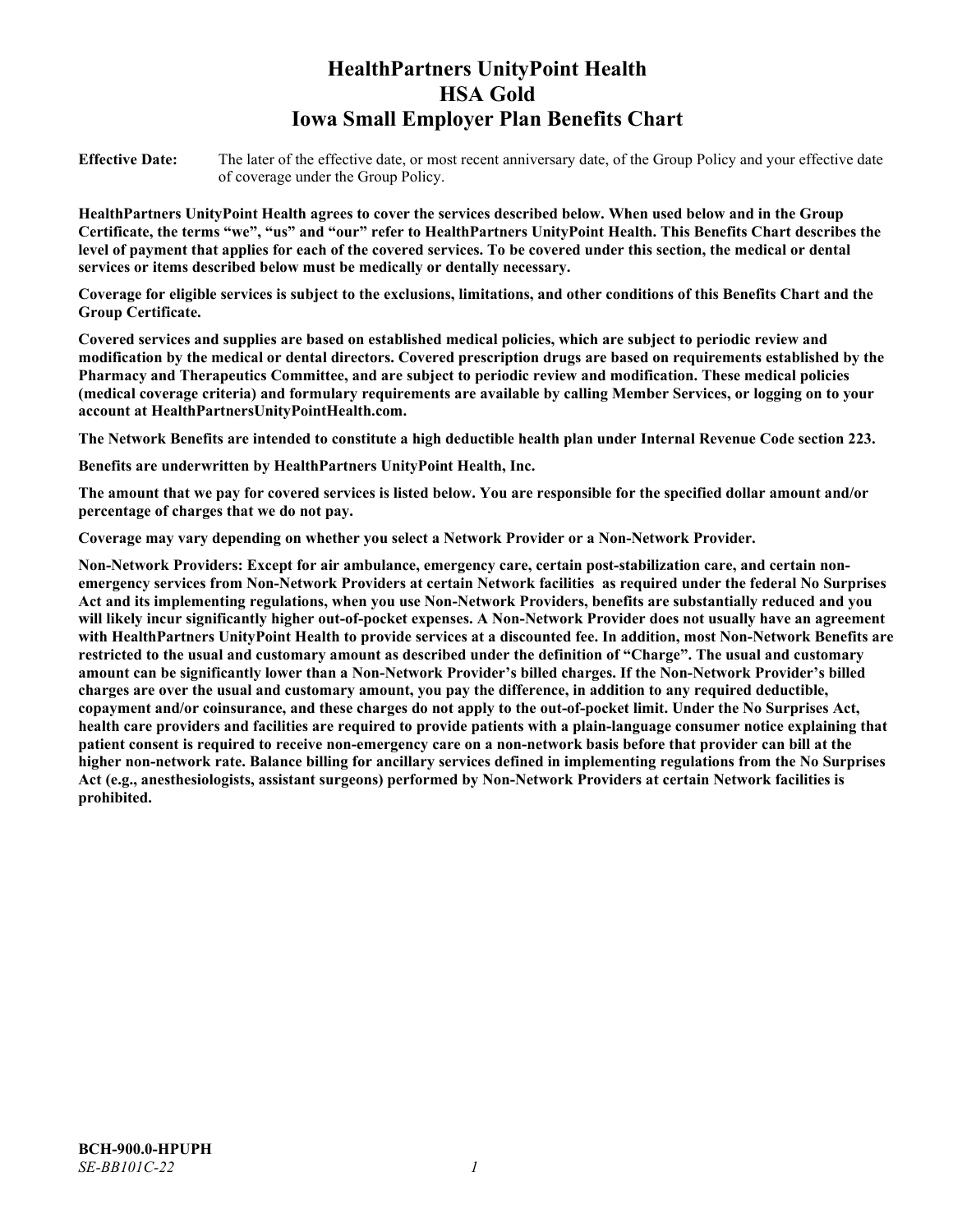# HealthPartners UnityPoint Health
# HSA Gold
# Iowa Small Employer Plan Benefits Chart

**Effective Date:** The later of the effective date, or most recent anniversary date, of the Group Policy and your effective date of coverage under the Group Policy.

**HealthPartners UnityPoint Health agrees to cover the services described below. When used below and in the Group Certificate, the terms "we", "us" and "our" refer to HealthPartners UnityPoint Health. This Benefits Chart describes the level of payment that applies for each of the covered services. To be covered under this section, the medical or dental services or items described below must be medically or dentally necessary.**

**Coverage for eligible services is subject to the exclusions, limitations, and other conditions of this Benefits Chart and the Group Certificate.**

**Covered services and supplies are based on established medical policies, which are subject to periodic review and modification by the medical or dental directors. Covered prescription drugs are based on requirements established by the Pharmacy and Therapeutics Committee, and are subject to periodic review and modification. These medical policies (medical coverage criteria) and formulary requirements are available by calling Member Services, or logging on to your account at HealthPartnersUnityPointHealth.com.**

**The Network Benefits are intended to constitute a high deductible health plan under Internal Revenue Code section 223.**

**Benefits are underwritten by HealthPartners UnityPoint Health, Inc.**

**The amount that we pay for covered services is listed below. You are responsible for the specified dollar amount and/or percentage of charges that we do not pay.**

**Coverage may vary depending on whether you select a Network Provider or a Non-Network Provider.**

**Non-Network Providers: Except for air ambulance, emergency care, certain post-stabilization care, and certain non-emergency services from Non-Network Providers at certain Network facilities as required under the federal No Surprises Act and its implementing regulations, when you use Non-Network Providers, benefits are substantially reduced and you will likely incur significantly higher out-of-pocket expenses. A Non-Network Provider does not usually have an agreement with HealthPartners UnityPoint Health to provide services at a discounted fee. In addition, most Non-Network Benefits are restricted to the usual and customary amount as described under the definition of "Charge". The usual and customary amount can be significantly lower than a Non-Network Provider's billed charges. If the Non-Network Provider's billed charges are over the usual and customary amount, you pay the difference, in addition to any required deductible, copayment and/or coinsurance, and these charges do not apply to the out-of-pocket limit. Under the No Surprises Act, health care providers and facilities are required to provide patients with a plain-language consumer notice explaining that patient consent is required to receive non-emergency care on a non-network basis before that provider can bill at the higher non-network rate. Balance billing for ancillary services defined in implementing regulations from the No Surprises Act (e.g., anesthesiologists, assistant surgeons) performed by Non-Network Providers at certain Network facilities is prohibited.**

**BCH-900.0-HPUPH**
*SE-BB101C-22*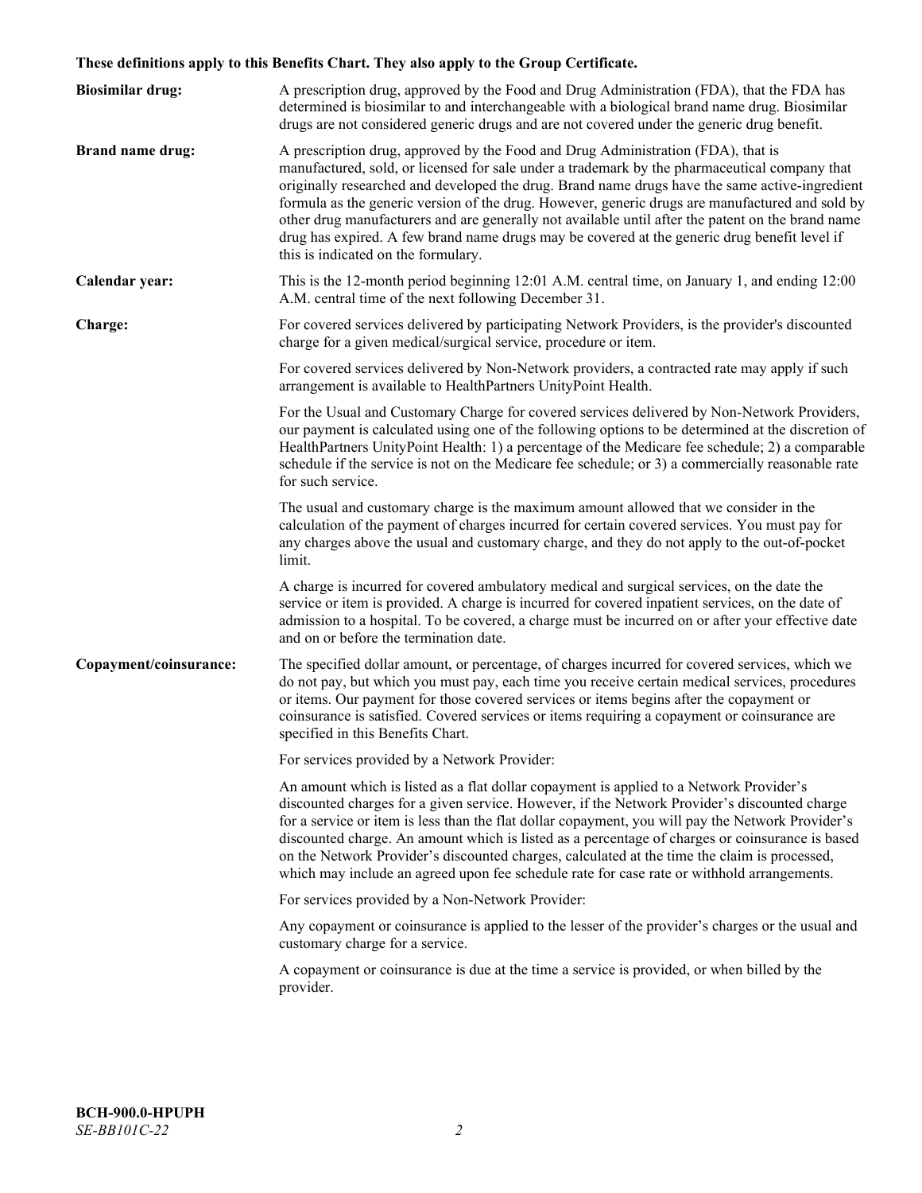**These definitions apply to this Benefits Chart. They also apply to the Group Certificate.**

| | |
|---|---|
| **Biosimilar drug:** | A prescription drug, approved by the Food and Drug Administration (FDA), that the FDA has determined is biosimilar to and interchangeable with a biological brand name drug. Biosimilar drugs are not considered generic drugs and are not covered under the generic drug benefit. |
| **Brand name drug:** | A prescription drug, approved by the Food and Drug Administration (FDA), that is manufactured, sold, or licensed for sale under a trademark by the pharmaceutical company that originally researched and developed the drug. Brand name drugs have the same active-ingredient formula as the generic version of the drug. However, generic drugs are manufactured and sold by other drug manufacturers and are generally not available until after the patent on the brand name drug has expired. A few brand name drugs may be covered at the generic drug benefit level if this is indicated on the formulary. |
| **Calendar year:** | This is the 12-month period beginning 12:01 A.M. central time, on January 1, and ending 12:00 A.M. central time of the next following December 31. |
| **Charge:** | For covered services delivered by participating Network Providers, is the provider's discounted charge for a given medical/surgical service, procedure or item.<br><br>For covered services delivered by Non-Network providers, a contracted rate may apply if such arrangement is available to HealthPartners UnityPoint Health.<br><br>For the Usual and Customary Charge for covered services delivered by Non-Network Providers, our payment is calculated using one of the following options to be determined at the discretion of HealthPartners UnityPoint Health: 1) a percentage of the Medicare fee schedule; 2) a comparable schedule if the service is not on the Medicare fee schedule; or 3) a commercially reasonable rate for such service.<br><br>The usual and customary charge is the maximum amount allowed that we consider in the calculation of the payment of charges incurred for certain covered services. You must pay for any charges above the usual and customary charge, and they do not apply to the out-of-pocket limit.<br><br>A charge is incurred for covered ambulatory medical and surgical services, on the date the service or item is provided. A charge is incurred for covered inpatient services, on the date of admission to a hospital. To be covered, a charge must be incurred on or after your effective date and on or before the termination date. |
| **Copayment/coinsurance:** | The specified dollar amount, or percentage, of charges incurred for covered services, which we do not pay, but which you must pay, each time you receive certain medical services, procedures or items. Our payment for those covered services or items begins after the copayment or coinsurance is satisfied. Covered services or items requiring a copayment or coinsurance are specified in this Benefits Chart.<br><br>For services provided by a Network Provider:<br><br>An amount which is listed as a flat dollar copayment is applied to a Network Provider's discounted charges for a given service. However, if the Network Provider's discounted charge for a service or item is less than the flat dollar copayment, you will pay the Network Provider's discounted charge. An amount which is listed as a percentage of charges or coinsurance is based on the Network Provider's discounted charges, calculated at the time the claim is processed, which may include an agreed upon fee schedule rate for case rate or withhold arrangements.<br><br>For services provided by a Non-Network Provider:<br><br>Any copayment or coinsurance is applied to the lesser of the provider's charges or the usual and customary charge for a service.<br><br>A copayment or coinsurance is due at the time a service is provided, or when billed by the provider. |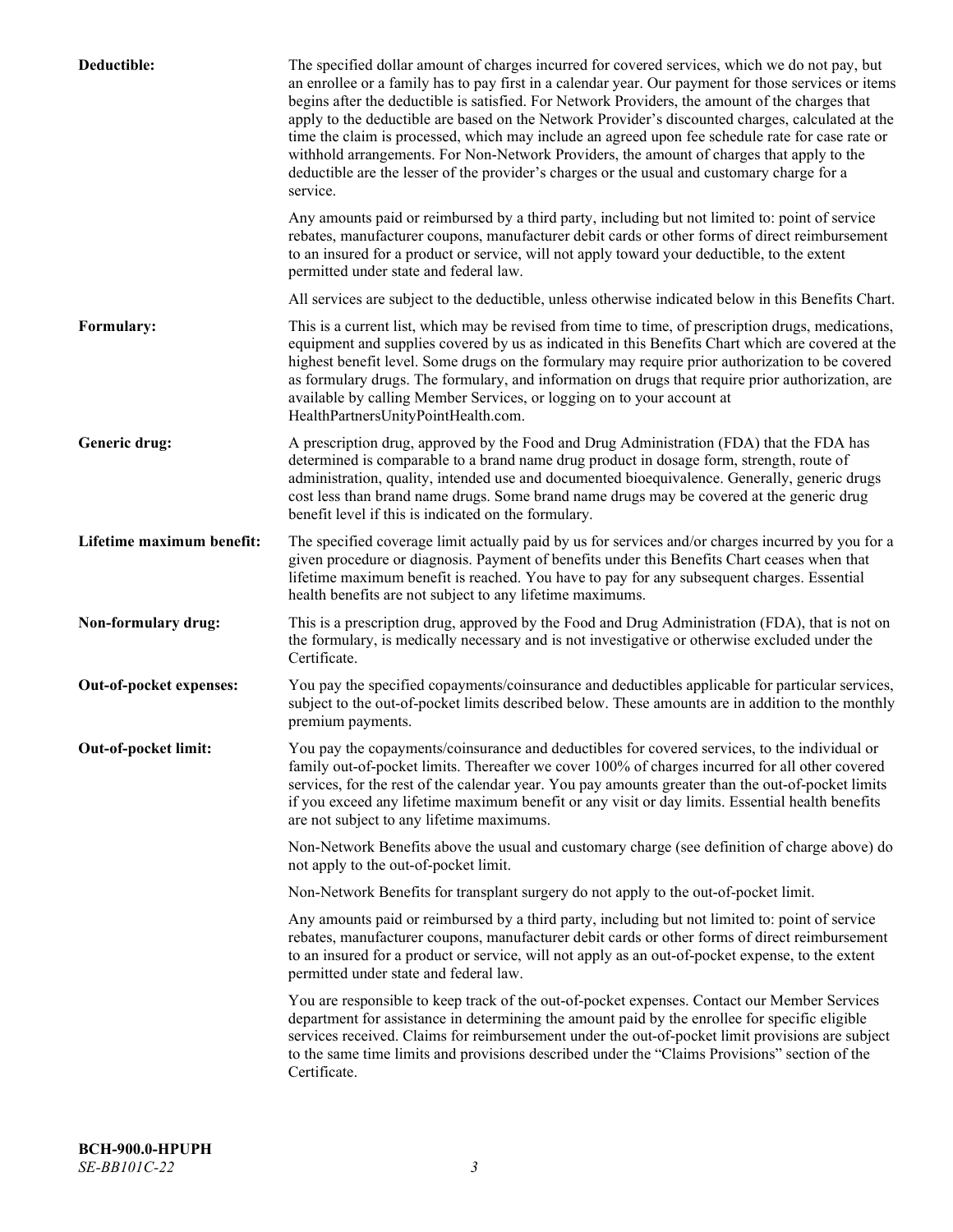**Deductible:** The specified dollar amount of charges incurred for covered services, which we do not pay, but an enrollee or a family has to pay first in a calendar year. Our payment for those services or items begins after the deductible is satisfied. For Network Providers, the amount of the charges that apply to the deductible are based on the Network Provider's discounted charges, calculated at the time the claim is processed, which may include an agreed upon fee schedule rate for case rate or withhold arrangements. For Non-Network Providers, the amount of charges that apply to the deductible are the lesser of the provider's charges or the usual and customary charge for a service.

Any amounts paid or reimbursed by a third party, including but not limited to: point of service rebates, manufacturer coupons, manufacturer debit cards or other forms of direct reimbursement to an insured for a product or service, will not apply toward your deductible, to the extent permitted under state and federal law.

All services are subject to the deductible, unless otherwise indicated below in this Benefits Chart.

**Formulary:** This is a current list, which may be revised from time to time, of prescription drugs, medications, equipment and supplies covered by us as indicated in this Benefits Chart which are covered at the highest benefit level. Some drugs on the formulary may require prior authorization to be covered as formulary drugs. The formulary, and information on drugs that require prior authorization, are available by calling Member Services, or logging on to your account at HealthPartnersUnityPointHealth.com.

**Generic drug:** A prescription drug, approved by the Food and Drug Administration (FDA) that the FDA has determined is comparable to a brand name drug product in dosage form, strength, route of administration, quality, intended use and documented bioequivalence. Generally, generic drugs cost less than brand name drugs. Some brand name drugs may be covered at the generic drug benefit level if this is indicated on the formulary.

**Lifetime maximum benefit:** The specified coverage limit actually paid by us for services and/or charges incurred by you for a given procedure or diagnosis. Payment of benefits under this Benefits Chart ceases when that lifetime maximum benefit is reached. You have to pay for any subsequent charges. Essential health benefits are not subject to any lifetime maximums.

**Non-formulary drug:** This is a prescription drug, approved by the Food and Drug Administration (FDA), that is not on the formulary, is medically necessary and is not investigative or otherwise excluded under the Certificate.

**Out-of-pocket expenses:** You pay the specified copayments/coinsurance and deductibles applicable for particular services, subject to the out-of-pocket limits described below. These amounts are in addition to the monthly premium payments.

**Out-of-pocket limit:** You pay the copayments/coinsurance and deductibles for covered services, to the individual or family out-of-pocket limits. Thereafter we cover 100% of charges incurred for all other covered services, for the rest of the calendar year. You pay amounts greater than the out-of-pocket limits if you exceed any lifetime maximum benefit or any visit or day limits. Essential health benefits are not subject to any lifetime maximums.

Non-Network Benefits above the usual and customary charge (see definition of charge above) do not apply to the out-of-pocket limit.

Non-Network Benefits for transplant surgery do not apply to the out-of-pocket limit.

Any amounts paid or reimbursed by a third party, including but not limited to: point of service rebates, manufacturer coupons, manufacturer debit cards or other forms of direct reimbursement to an insured for a product or service, will not apply as an out-of-pocket expense, to the extent permitted under state and federal law.

You are responsible to keep track of the out-of-pocket expenses. Contact our Member Services department for assistance in determining the amount paid by the enrollee for specific eligible services received. Claims for reimbursement under the out-of-pocket limit provisions are subject to the same time limits and provisions described under the "Claims Provisions" section of the Certificate.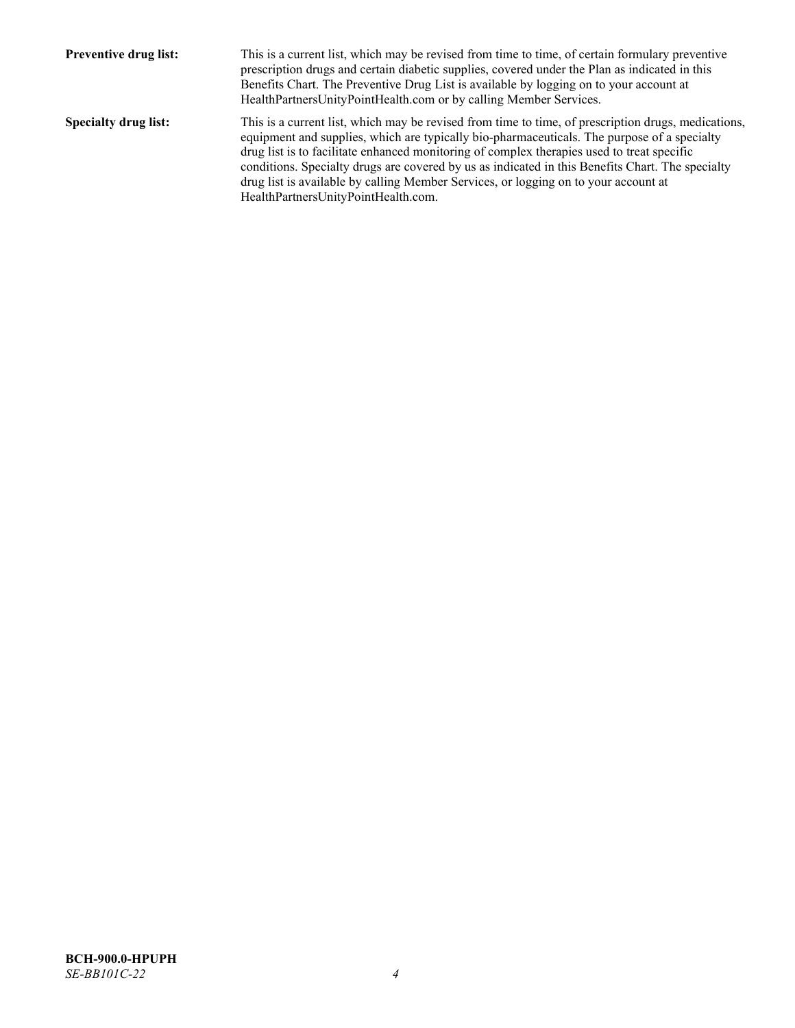**Preventive drug list:** This is a current list, which may be revised from time to time, of certain formulary preventive prescription drugs and certain diabetic supplies, covered under the Plan as indicated in this Benefits Chart. The Preventive Drug List is available by logging on to your account at HealthPartnersUnityPointHealth.com or by calling Member Services.

**Specialty drug list:** This is a current list, which may be revised from time to time, of prescription drugs, medications, equipment and supplies, which are typically bio-pharmaceuticals. The purpose of a specialty drug list is to facilitate enhanced monitoring of complex therapies used to treat specific conditions. Specialty drugs are covered by us as indicated in this Benefits Chart. The specialty drug list is available by calling Member Services, or logging on to your account at HealthPartnersUnityPointHealth.com.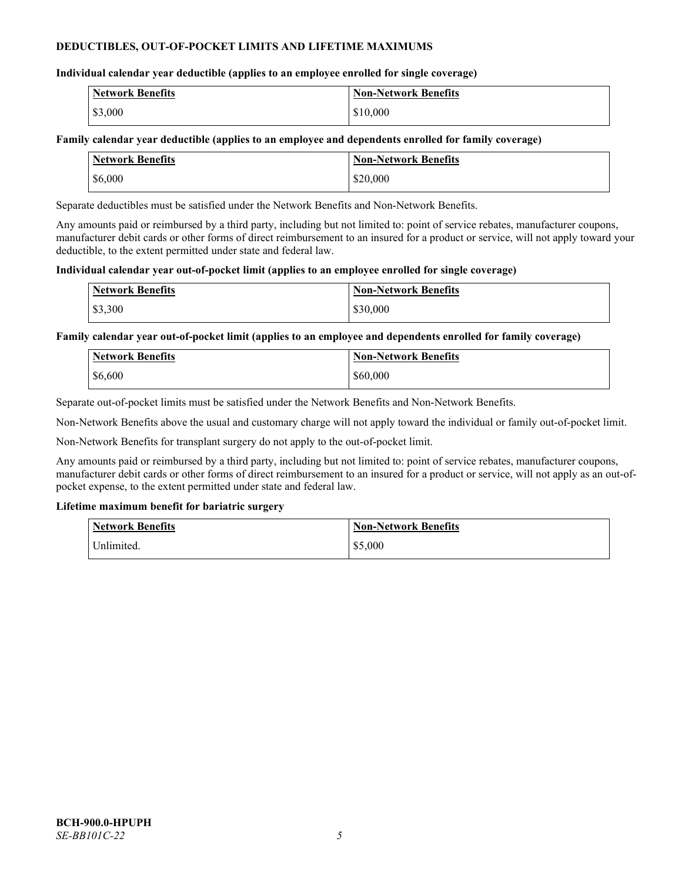## DEDUCTIBLES, OUT-OF-POCKET LIMITS AND LIFETIME MAXIMUMS

**Individual calendar year deductible (applies to an employee enrolled for single coverage)**

| Network Benefits | Non-Network Benefits |
|---|---|
| $3,000 | $10,000 |

**Family calendar year deductible (applies to an employee and dependents enrolled for family coverage)**

| Network Benefits | Non-Network Benefits |
|---|---|
| $6,000 | $20,000 |

Separate deductibles must be satisfied under the Network Benefits and Non-Network Benefits.

Any amounts paid or reimbursed by a third party, including but not limited to: point of service rebates, manufacturer coupons, manufacturer debit cards or other forms of direct reimbursement to an insured for a product or service, will not apply toward your deductible, to the extent permitted under state and federal law.

**Individual calendar year out-of-pocket limit (applies to an employee enrolled for single coverage)**

| Network Benefits | Non-Network Benefits |
|---|---|
| $3,300 | $30,000 |

**Family calendar year out-of-pocket limit (applies to an employee and dependents enrolled for family coverage)**

| Network Benefits | Non-Network Benefits |
|---|---|
| $6,600 | $60,000 |

Separate out-of-pocket limits must be satisfied under the Network Benefits and Non-Network Benefits.

Non-Network Benefits above the usual and customary charge will not apply toward the individual or family out-of-pocket limit.

Non-Network Benefits for transplant surgery do not apply to the out-of-pocket limit.

Any amounts paid or reimbursed by a third party, including but not limited to: point of service rebates, manufacturer coupons, manufacturer debit cards or other forms of direct reimbursement to an insured for a product or service, will not apply as an out-of-pocket expense, to the extent permitted under state and federal law.

**Lifetime maximum benefit for bariatric surgery**

| Network Benefits | Non-Network Benefits |
|---|---|
| Unlimited. | $5,000 |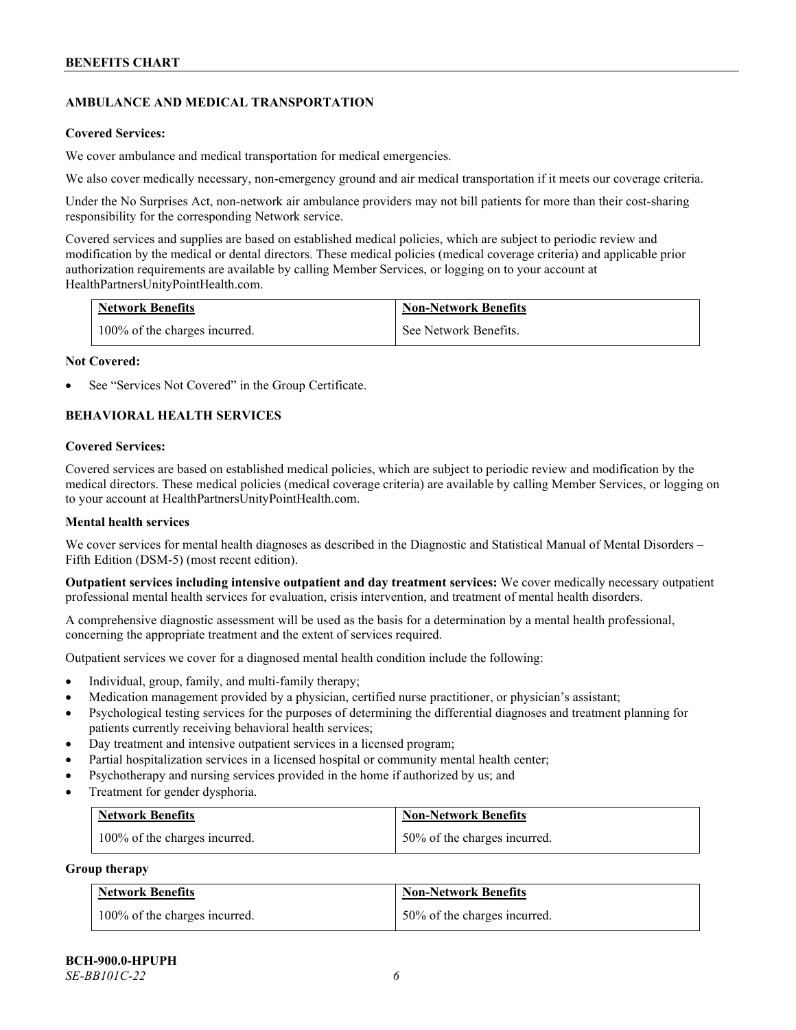## AMBULANCE AND MEDICAL TRANSPORTATION

**Covered Services:**

We cover ambulance and medical transportation for medical emergencies.

We also cover medically necessary, non-emergency ground and air medical transportation if it meets our coverage criteria.

Under the No Surprises Act, non-network air ambulance providers may not bill patients for more than their cost-sharing responsibility for the corresponding Network service.

Covered services and supplies are based on established medical policies, which are subject to periodic review and modification by the medical or dental directors. These medical policies (medical coverage criteria) and applicable prior authorization requirements are available by calling Member Services, or logging on to your account at HealthPartnersUnityPointHealth.com.

| Network Benefits | Non-Network Benefits |
|---|---|
| 100% of the charges incurred. | See Network Benefits. |

**Not Covered:**

- See "Services Not Covered" in the Group Certificate.

## BEHAVIORAL HEALTH SERVICES

**Covered Services:**

Covered services are based on established medical policies, which are subject to periodic review and modification by the medical directors. These medical policies (medical coverage criteria) are available by calling Member Services, or logging on to your account at HealthPartnersUnityPointHealth.com.

**Mental health services**

We cover services for mental health diagnoses as described in the Diagnostic and Statistical Manual of Mental Disorders – Fifth Edition (DSM-5) (most recent edition).

**Outpatient services including intensive outpatient and day treatment services:** We cover medically necessary outpatient professional mental health services for evaluation, crisis intervention, and treatment of mental health disorders.

A comprehensive diagnostic assessment will be used as the basis for a determination by a mental health professional, concerning the appropriate treatment and the extent of services required.

Outpatient services we cover for a diagnosed mental health condition include the following:

- Individual, group, family, and multi-family therapy;
- Medication management provided by a physician, certified nurse practitioner, or physician's assistant;
- Psychological testing services for the purposes of determining the differential diagnoses and treatment planning for patients currently receiving behavioral health services;
- Day treatment and intensive outpatient services in a licensed program;
- Partial hospitalization services in a licensed hospital or community mental health center;
- Psychotherapy and nursing services provided in the home if authorized by us; and
- Treatment for gender dysphoria.

| Network Benefits | Non-Network Benefits |
|---|---|
| 100% of the charges incurred. | 50% of the charges incurred. |

**Group therapy**

| Network Benefits | Non-Network Benefits |
|---|---|
| 100% of the charges incurred. | 50% of the charges incurred. |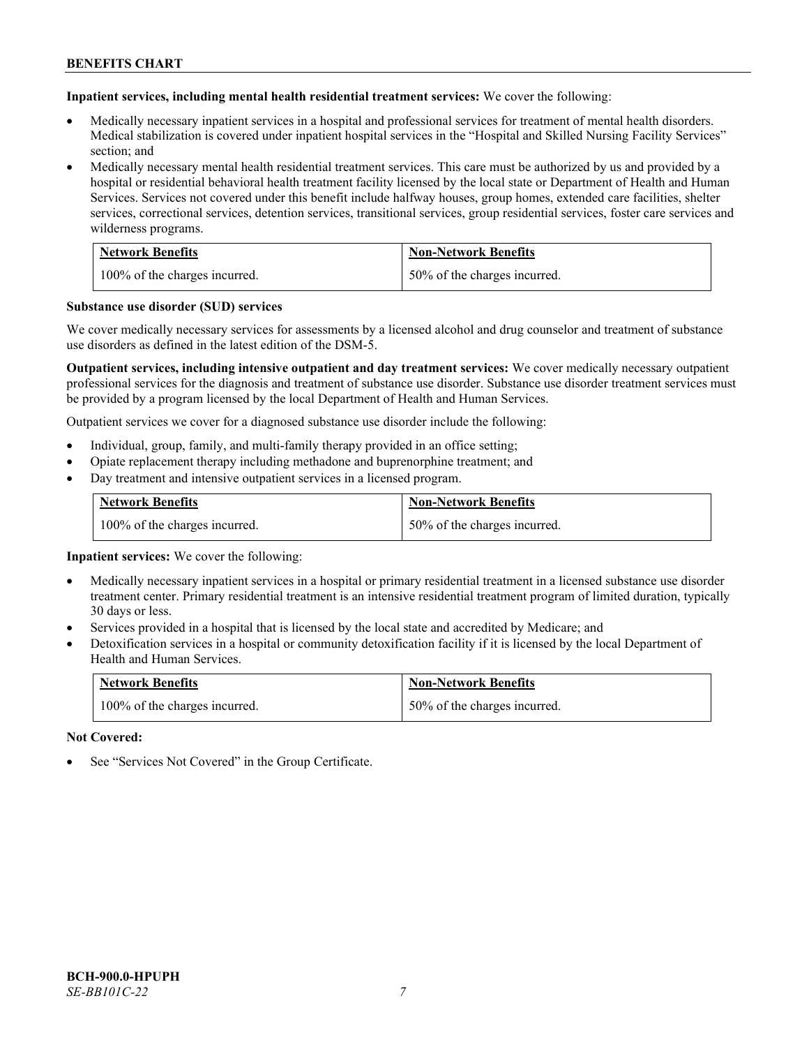**Inpatient services, including mental health residential treatment services:** We cover the following:

- Medically necessary inpatient services in a hospital and professional services for treatment of mental health disorders. Medical stabilization is covered under inpatient hospital services in the "Hospital and Skilled Nursing Facility Services" section; and
- Medically necessary mental health residential treatment services. This care must be authorized by us and provided by a hospital or residential behavioral health treatment facility licensed by the local state or Department of Health and Human Services. Services not covered under this benefit include halfway houses, group homes, extended care facilities, shelter services, correctional services, detention services, transitional services, group residential services, foster care services and wilderness programs.

| Network Benefits | Non-Network Benefits |
| --- | --- |
| 100% of the charges incurred. | 50% of the charges incurred. |

**Substance use disorder (SUD) services**

We cover medically necessary services for assessments by a licensed alcohol and drug counselor and treatment of substance use disorders as defined in the latest edition of the DSM-5.

**Outpatient services, including intensive outpatient and day treatment services:** We cover medically necessary outpatient professional services for the diagnosis and treatment of substance use disorder. Substance use disorder treatment services must be provided by a program licensed by the local Department of Health and Human Services.

Outpatient services we cover for a diagnosed substance use disorder include the following:

- Individual, group, family, and multi-family therapy provided in an office setting;
- Opiate replacement therapy including methadone and buprenorphine treatment; and
- Day treatment and intensive outpatient services in a licensed program.

| Network Benefits | Non-Network Benefits |
| --- | --- |
| 100% of the charges incurred. | 50% of the charges incurred. |

**Inpatient services:** We cover the following:

- Medically necessary inpatient services in a hospital or primary residential treatment in a licensed substance use disorder treatment center. Primary residential treatment is an intensive residential treatment program of limited duration, typically 30 days or less.
- Services provided in a hospital that is licensed by the local state and accredited by Medicare; and
- Detoxification services in a hospital or community detoxification facility if it is licensed by the local Department of Health and Human Services.

| Network Benefits | Non-Network Benefits |
| --- | --- |
| 100% of the charges incurred. | 50% of the charges incurred. |

**Not Covered:**

- See "Services Not Covered" in the Group Certificate.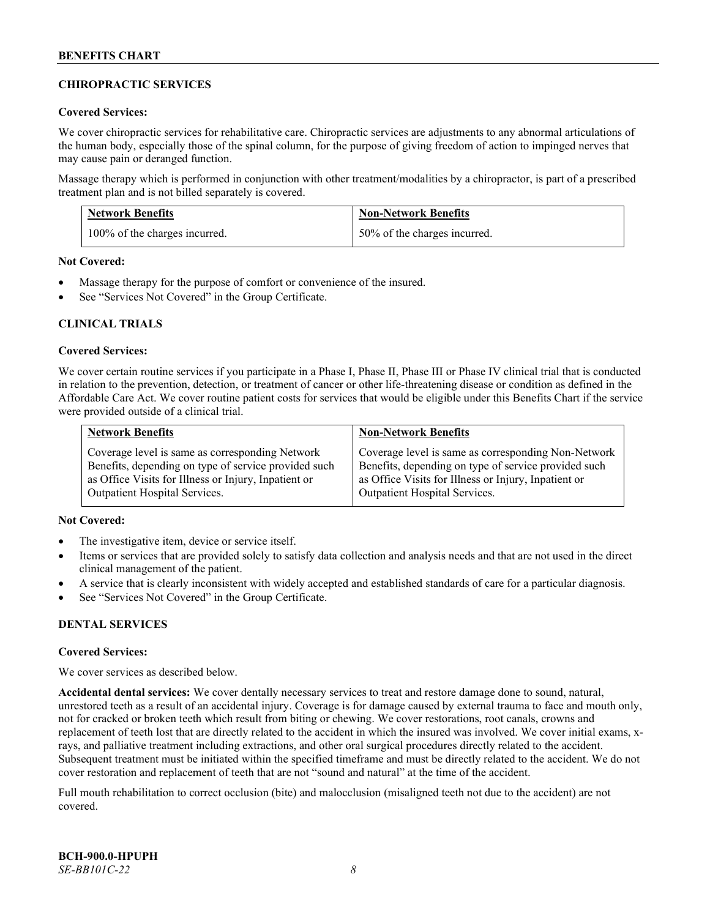## CHIROPRACTIC SERVICES

**Covered Services:**

We cover chiropractic services for rehabilitative care. Chiropractic services are adjustments to any abnormal articulations of the human body, especially those of the spinal column, for the purpose of giving freedom of action to impinged nerves that may cause pain or deranged function.

Massage therapy which is performed in conjunction with other treatment/modalities by a chiropractor, is part of a prescribed treatment plan and is not billed separately is covered.

| Network Benefits | Non-Network Benefits |
|---|---|
| 100% of the charges incurred. | 50% of the charges incurred. |

**Not Covered:**

- Massage therapy for the purpose of comfort or convenience of the insured.
- See "Services Not Covered" in the Group Certificate.

## CLINICAL TRIALS

**Covered Services:**

We cover certain routine services if you participate in a Phase I, Phase II, Phase III or Phase IV clinical trial that is conducted in relation to the prevention, detection, or treatment of cancer or other life-threatening disease or condition as defined in the Affordable Care Act. We cover routine patient costs for services that would be eligible under this Benefits Chart if the service were provided outside of a clinical trial.

| Network Benefits | Non-Network Benefits |
|---|---|
| Coverage level is same as corresponding Network Benefits, depending on type of service provided such as Office Visits for Illness or Injury, Inpatient or Outpatient Hospital Services. | Coverage level is same as corresponding Non-Network Benefits, depending on type of service provided such as Office Visits for Illness or Injury, Inpatient or Outpatient Hospital Services. |

**Not Covered:**

- The investigative item, device or service itself.
- Items or services that are provided solely to satisfy data collection and analysis needs and that are not used in the direct clinical management of the patient.
- A service that is clearly inconsistent with widely accepted and established standards of care for a particular diagnosis.
- See "Services Not Covered" in the Group Certificate.

## DENTAL SERVICES

**Covered Services:**

We cover services as described below.

**Accidental dental services:** We cover dentally necessary services to treat and restore damage done to sound, natural, unrestored teeth as a result of an accidental injury. Coverage is for damage caused by external trauma to face and mouth only, not for cracked or broken teeth which result from biting or chewing. We cover restorations, root canals, crowns and replacement of teeth lost that are directly related to the accident in which the insured was involved. We cover initial exams, x-rays, and palliative treatment including extractions, and other oral surgical procedures directly related to the accident. Subsequent treatment must be initiated within the specified timeframe and must be directly related to the accident. We do not cover restoration and replacement of teeth that are not "sound and natural" at the time of the accident.

Full mouth rehabilitation to correct occlusion (bite) and malocclusion (misaligned teeth not due to the accident) are not covered.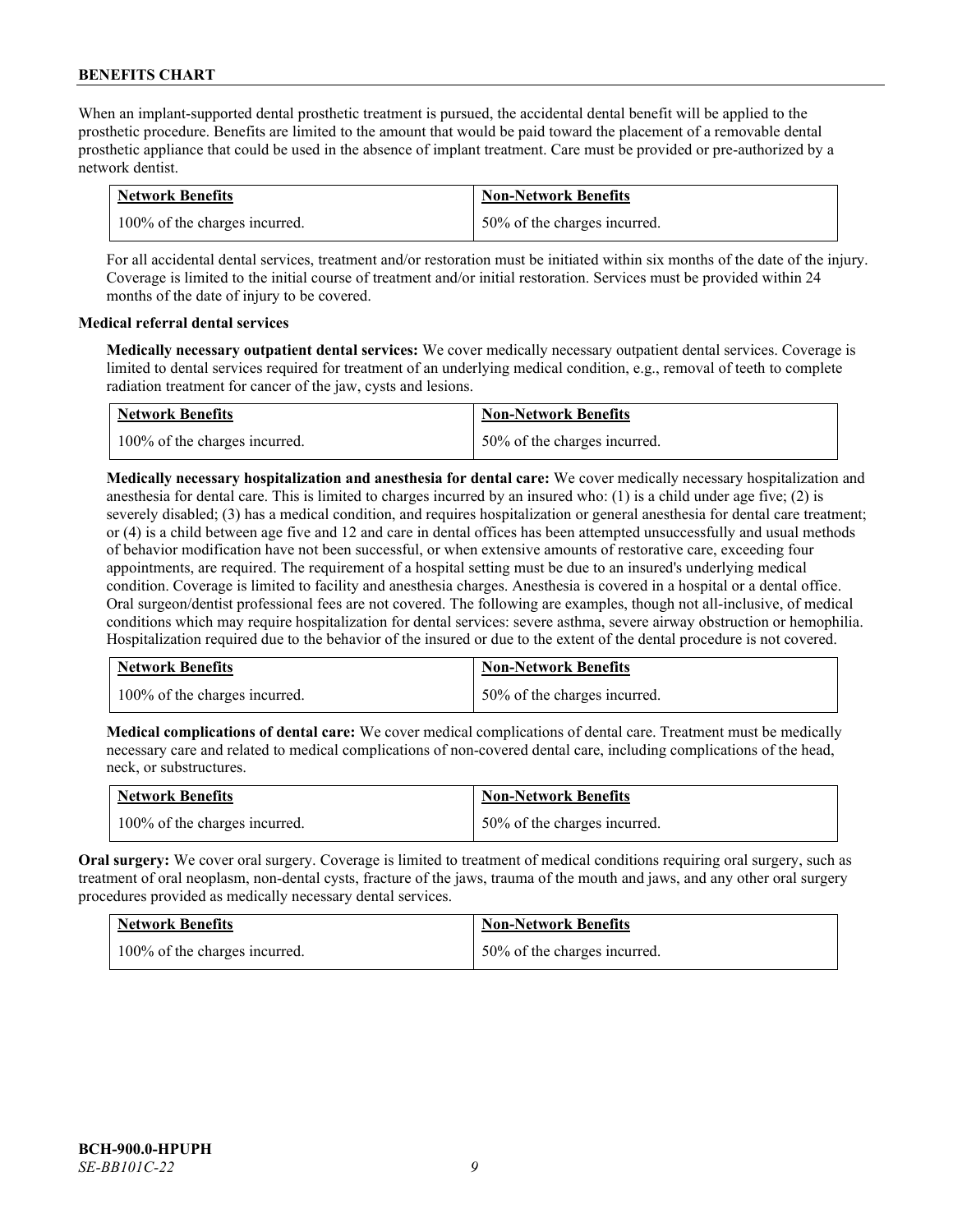When an implant-supported dental prosthetic treatment is pursued, the accidental dental benefit will be applied to the prosthetic procedure. Benefits are limited to the amount that would be paid toward the placement of a removable dental prosthetic appliance that could be used in the absence of implant treatment. Care must be provided or pre-authorized by a network dentist.

| Network Benefits | Non-Network Benefits |
|---|---|
| 100% of the charges incurred. | 50% of the charges incurred. |

For all accidental dental services, treatment and/or restoration must be initiated within six months of the date of the injury. Coverage is limited to the initial course of treatment and/or initial restoration. Services must be provided within 24 months of the date of injury to be covered.

**Medical referral dental services**

**Medically necessary outpatient dental services:** We cover medically necessary outpatient dental services. Coverage is limited to dental services required for treatment of an underlying medical condition, e.g., removal of teeth to complete radiation treatment for cancer of the jaw, cysts and lesions.

| Network Benefits | Non-Network Benefits |
|---|---|
| 100% of the charges incurred. | 50% of the charges incurred. |

**Medically necessary hospitalization and anesthesia for dental care:** We cover medically necessary hospitalization and anesthesia for dental care. This is limited to charges incurred by an insured who: (1) is a child under age five; (2) is severely disabled; (3) has a medical condition, and requires hospitalization or general anesthesia for dental care treatment; or (4) is a child between age five and 12 and care in dental offices has been attempted unsuccessfully and usual methods of behavior modification have not been successful, or when extensive amounts of restorative care, exceeding four appointments, are required. The requirement of a hospital setting must be due to an insured's underlying medical condition. Coverage is limited to facility and anesthesia charges. Anesthesia is covered in a hospital or a dental office. Oral surgeon/dentist professional fees are not covered. The following are examples, though not all-inclusive, of medical conditions which may require hospitalization for dental services: severe asthma, severe airway obstruction or hemophilia. Hospitalization required due to the behavior of the insured or due to the extent of the dental procedure is not covered.

| Network Benefits | Non-Network Benefits |
|---|---|
| 100% of the charges incurred. | 50% of the charges incurred. |

**Medical complications of dental care:** We cover medical complications of dental care. Treatment must be medically necessary care and related to medical complications of non-covered dental care, including complications of the head, neck, or substructures.

| Network Benefits | Non-Network Benefits |
|---|---|
| 100% of the charges incurred. | 50% of the charges incurred. |

**Oral surgery:** We cover oral surgery. Coverage is limited to treatment of medical conditions requiring oral surgery, such as treatment of oral neoplasm, non-dental cysts, fracture of the jaws, trauma of the mouth and jaws, and any other oral surgery procedures provided as medically necessary dental services.

| Network Benefits | Non-Network Benefits |
|---|---|
| 100% of the charges incurred. | 50% of the charges incurred. |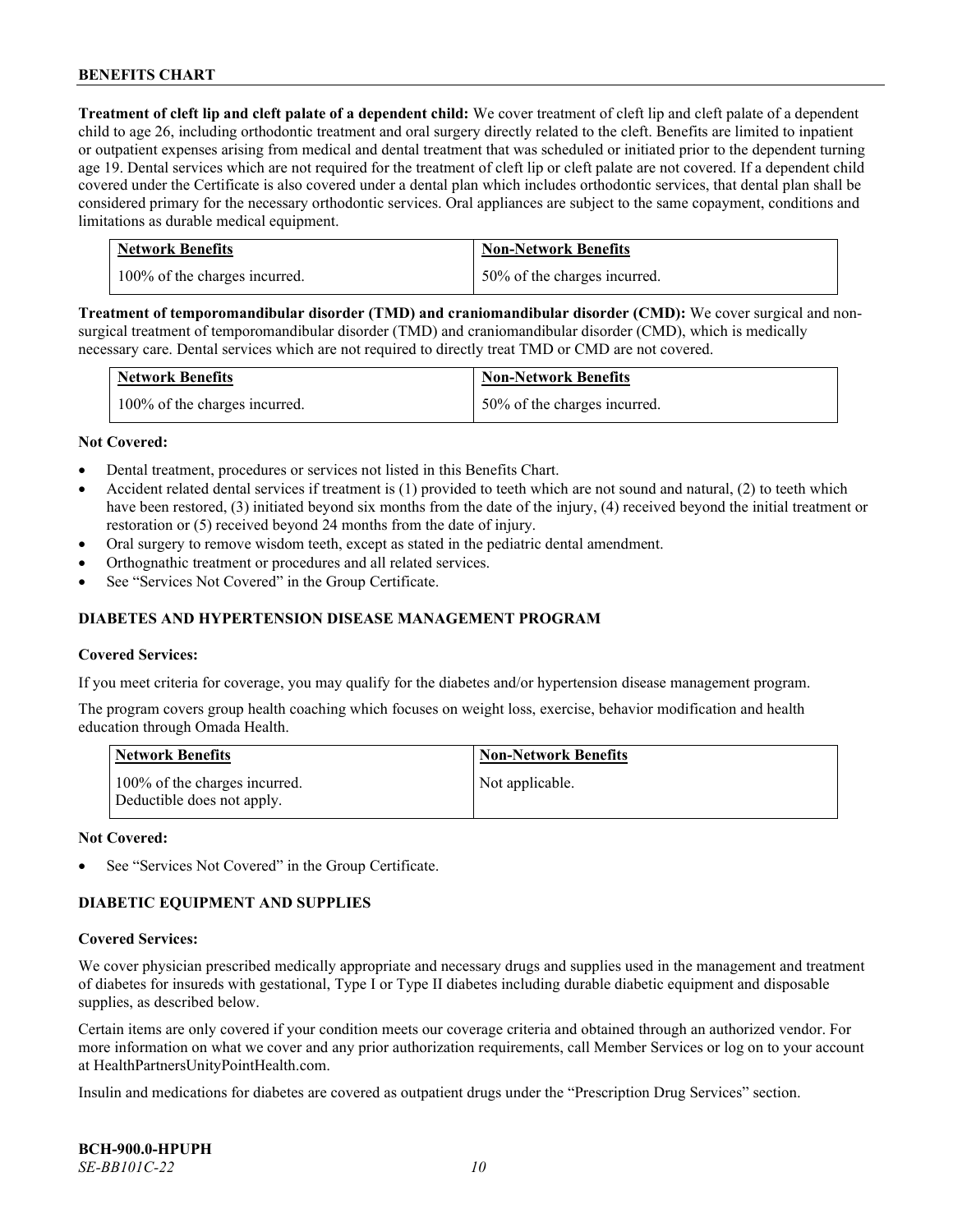**Treatment of cleft lip and cleft palate of a dependent child:** We cover treatment of cleft lip and cleft palate of a dependent child to age 26, including orthodontic treatment and oral surgery directly related to the cleft. Benefits are limited to inpatient or outpatient expenses arising from medical and dental treatment that was scheduled or initiated prior to the dependent turning age 19. Dental services which are not required for the treatment of cleft lip or cleft palate are not covered. If a dependent child covered under the Certificate is also covered under a dental plan which includes orthodontic services, that dental plan shall be considered primary for the necessary orthodontic services. Oral appliances are subject to the same copayment, conditions and limitations as durable medical equipment.

| Network Benefits | Non-Network Benefits |
|---|---|
| 100% of the charges incurred. | 50% of the charges incurred. |

**Treatment of temporomandibular disorder (TMD) and craniomandibular disorder (CMD):** We cover surgical and non-surgical treatment of temporomandibular disorder (TMD) and craniomandibular disorder (CMD), which is medically necessary care. Dental services which are not required to directly treat TMD or CMD are not covered.

| Network Benefits | Non-Network Benefits |
|---|---|
| 100% of the charges incurred. | 50% of the charges incurred. |

**Not Covered:**

- Dental treatment, procedures or services not listed in this Benefits Chart.
- Accident related dental services if treatment is (1) provided to teeth which are not sound and natural, (2) to teeth which have been restored, (3) initiated beyond six months from the date of the injury, (4) received beyond the initial treatment or restoration or (5) received beyond 24 months from the date of injury.
- Oral surgery to remove wisdom teeth, except as stated in the pediatric dental amendment.
- Orthognathic treatment or procedures and all related services.
- See "Services Not Covered" in the Group Certificate.

## DIABETES AND HYPERTENSION DISEASE MANAGEMENT PROGRAM

**Covered Services:**

If you meet criteria for coverage, you may qualify for the diabetes and/or hypertension disease management program.

The program covers group health coaching which focuses on weight loss, exercise, behavior modification and health education through Omada Health.

| Network Benefits | Non-Network Benefits |
|---|---|
| 100% of the charges incurred. Deductible does not apply. | Not applicable. |

**Not Covered:**

- See "Services Not Covered" in the Group Certificate.

## DIABETIC EQUIPMENT AND SUPPLIES

**Covered Services:**

We cover physician prescribed medically appropriate and necessary drugs and supplies used in the management and treatment of diabetes for insureds with gestational, Type I or Type II diabetes including durable diabetic equipment and disposable supplies, as described below.

Certain items are only covered if your condition meets our coverage criteria and obtained through an authorized vendor. For more information on what we cover and any prior authorization requirements, call Member Services or log on to your account at HealthPartnersUnityPointHealth.com.

Insulin and medications for diabetes are covered as outpatient drugs under the "Prescription Drug Services" section.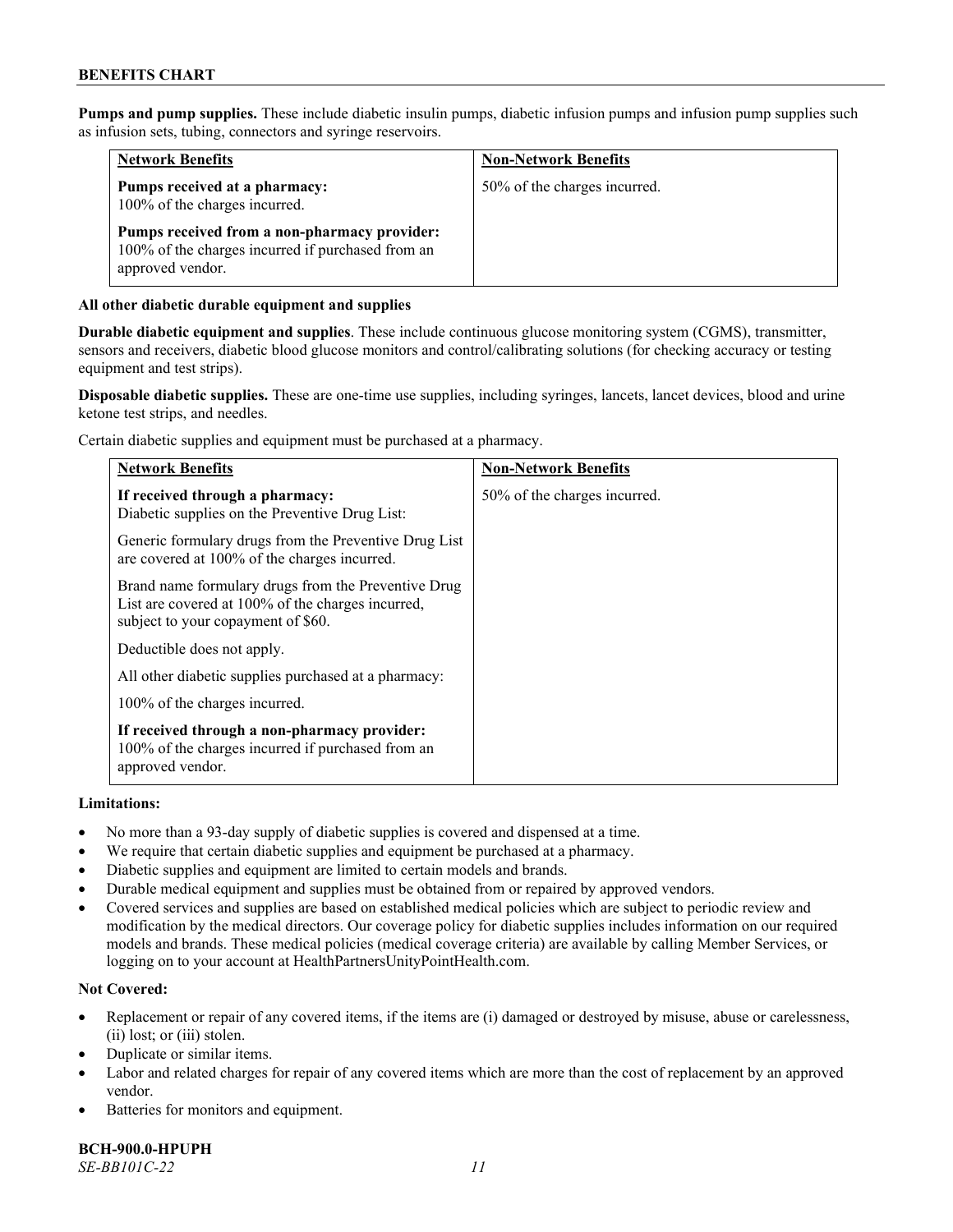**Pumps and pump supplies.** These include diabetic insulin pumps, diabetic infusion pumps and infusion pump supplies such as infusion sets, tubing, connectors and syringe reservoirs.

| Network Benefits | Non-Network Benefits |
|---|---|
| **Pumps received at a pharmacy:** 100% of the charges incurred.<br><br>**Pumps received from a non-pharmacy provider:** 100% of the charges incurred if purchased from an approved vendor. | 50% of the charges incurred. |

**All other diabetic durable equipment and supplies**

**Durable diabetic equipment and supplies**. These include continuous glucose monitoring system (CGMS), transmitter, sensors and receivers, diabetic blood glucose monitors and control/calibrating solutions (for checking accuracy or testing equipment and test strips).

**Disposable diabetic supplies.** These are one-time use supplies, including syringes, lancets, lancet devices, blood and urine ketone test strips, and needles.

Certain diabetic supplies and equipment must be purchased at a pharmacy.

| Network Benefits | Non-Network Benefits |
|---|---|
| **If received through a pharmacy:** Diabetic supplies on the Preventive Drug List:<br><br>Generic formulary drugs from the Preventive Drug List are covered at 100% of the charges incurred.<br><br>Brand name formulary drugs from the Preventive Drug List are covered at 100% of the charges incurred, subject to your copayment of $60.<br><br>Deductible does not apply.<br><br>All other diabetic supplies purchased at a pharmacy:<br><br>100% of the charges incurred.<br><br>**If received through a non-pharmacy provider:** 100% of the charges incurred if purchased from an approved vendor. | 50% of the charges incurred. |

**Limitations:**

- No more than a 93-day supply of diabetic supplies is covered and dispensed at a time.
- We require that certain diabetic supplies and equipment be purchased at a pharmacy.
- Diabetic supplies and equipment are limited to certain models and brands.
- Durable medical equipment and supplies must be obtained from or repaired by approved vendors.
- Covered services and supplies are based on established medical policies which are subject to periodic review and modification by the medical directors. Our coverage policy for diabetic supplies includes information on our required models and brands. These medical policies (medical coverage criteria) are available by calling Member Services, or logging on to your account at HealthPartnersUnityPointHealth.com.

**Not Covered:**

- Replacement or repair of any covered items, if the items are (i) damaged or destroyed by misuse, abuse or carelessness, (ii) lost; or (iii) stolen.
- Duplicate or similar items.
- Labor and related charges for repair of any covered items which are more than the cost of replacement by an approved vendor.
- Batteries for monitors and equipment.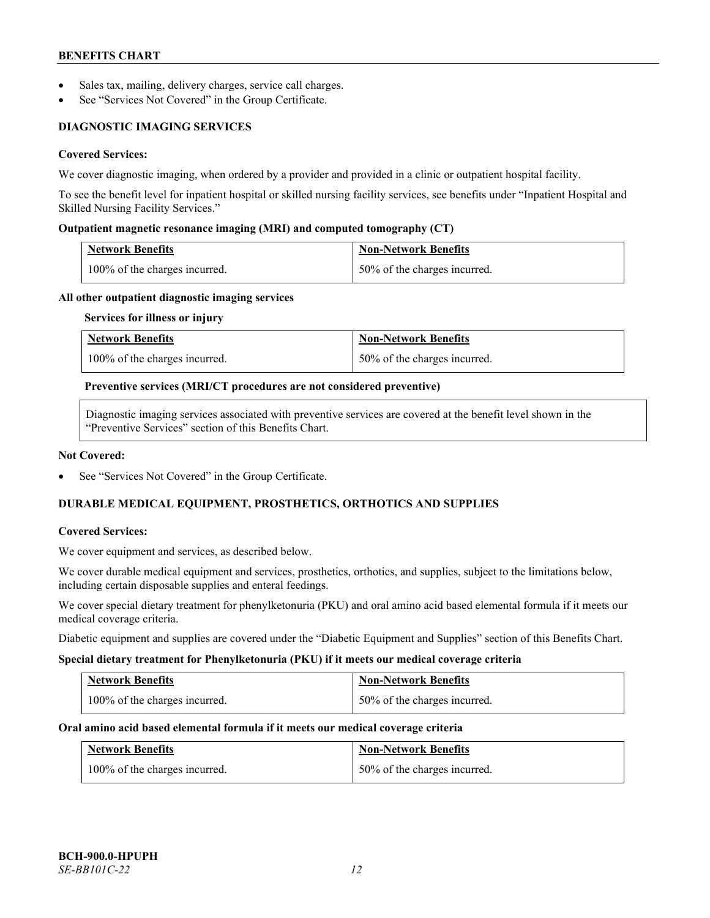- Sales tax, mailing, delivery charges, service call charges.
- See "Services Not Covered" in the Group Certificate.

## DIAGNOSTIC IMAGING SERVICES

**Covered Services:**

We cover diagnostic imaging, when ordered by a provider and provided in a clinic or outpatient hospital facility.

To see the benefit level for inpatient hospital or skilled nursing facility services, see benefits under "Inpatient Hospital and Skilled Nursing Facility Services."

**Outpatient magnetic resonance imaging (MRI) and computed tomography (CT)**

| Network Benefits | Non-Network Benefits |
|---|---|
| 100% of the charges incurred. | 50% of the charges incurred. |

**All other outpatient diagnostic imaging services**

**Services for illness or injury**

| Network Benefits | Non-Network Benefits |
|---|---|
| 100% of the charges incurred. | 50% of the charges incurred. |

**Preventive services (MRI/CT procedures are not considered preventive)**

Diagnostic imaging services associated with preventive services are covered at the benefit level shown in the "Preventive Services" section of this Benefits Chart.

**Not Covered:**

- See "Services Not Covered" in the Group Certificate.

## DURABLE MEDICAL EQUIPMENT, PROSTHETICS, ORTHOTICS AND SUPPLIES

**Covered Services:**

We cover equipment and services, as described below.

We cover durable medical equipment and services, prosthetics, orthotics, and supplies, subject to the limitations below, including certain disposable supplies and enteral feedings.

We cover special dietary treatment for phenylketonuria (PKU) and oral amino acid based elemental formula if it meets our medical coverage criteria.

Diabetic equipment and supplies are covered under the "Diabetic Equipment and Supplies" section of this Benefits Chart.

**Special dietary treatment for Phenylketonuria (PKU) if it meets our medical coverage criteria**

| Network Benefits | Non-Network Benefits |
|---|---|
| 100% of the charges incurred. | 50% of the charges incurred. |

**Oral amino acid based elemental formula if it meets our medical coverage criteria**

| Network Benefits | Non-Network Benefits |
|---|---|
| 100% of the charges incurred. | 50% of the charges incurred. |

BCH-900.0-HPUPH
*SE-BB101C-22*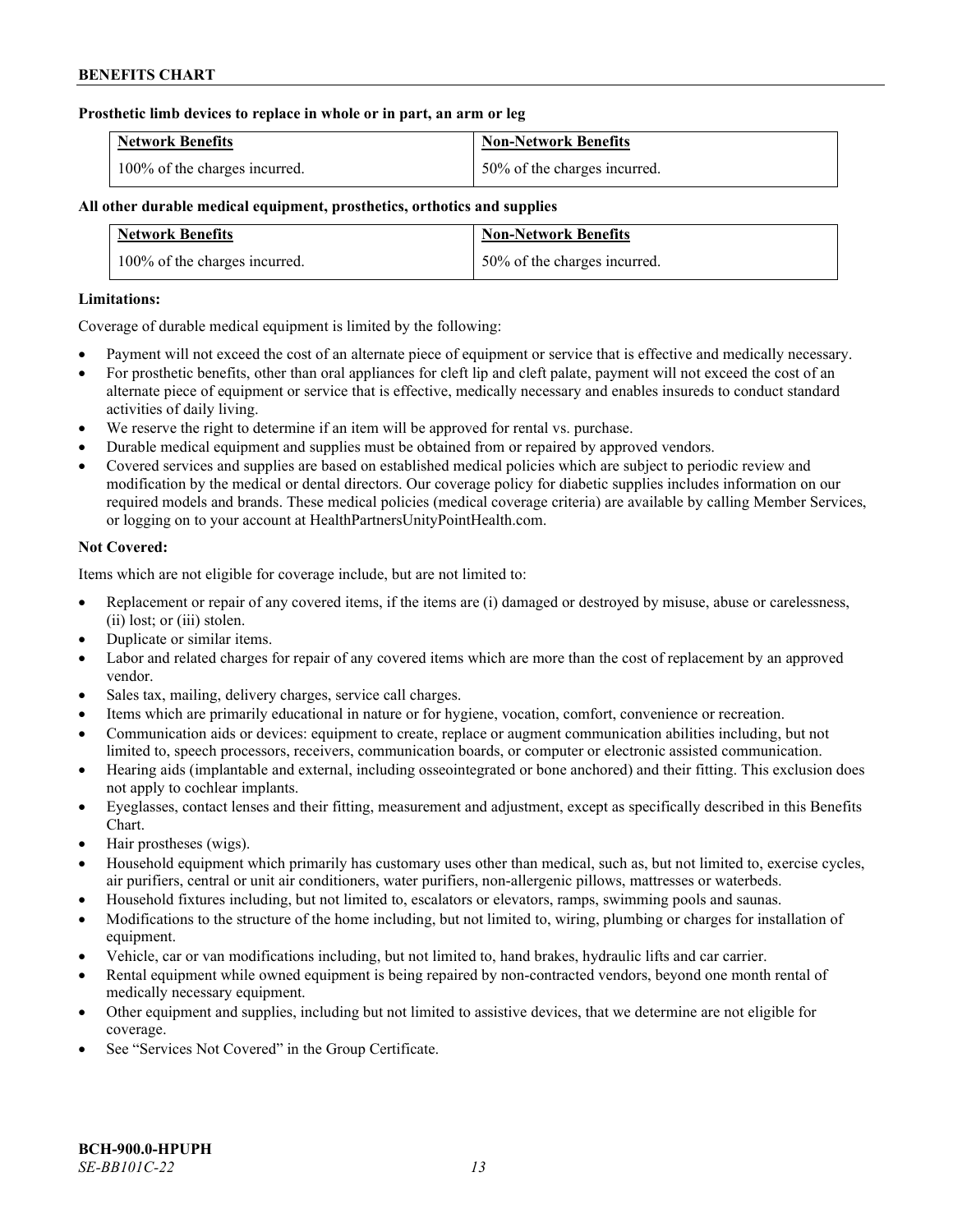**Prosthetic limb devices to replace in whole or in part, an arm or leg**

| Network Benefits | Non-Network Benefits |
|---|---|
| 100% of the charges incurred. | 50% of the charges incurred. |

**All other durable medical equipment, prosthetics, orthotics and supplies**

| Network Benefits | Non-Network Benefits |
|---|---|
| 100% of the charges incurred. | 50% of the charges incurred. |

**Limitations:**

Coverage of durable medical equipment is limited by the following:

- Payment will not exceed the cost of an alternate piece of equipment or service that is effective and medically necessary.
- For prosthetic benefits, other than oral appliances for cleft lip and cleft palate, payment will not exceed the cost of an alternate piece of equipment or service that is effective, medically necessary and enables insureds to conduct standard activities of daily living.
- We reserve the right to determine if an item will be approved for rental vs. purchase.
- Durable medical equipment and supplies must be obtained from or repaired by approved vendors.
- Covered services and supplies are based on established medical policies which are subject to periodic review and modification by the medical or dental directors. Our coverage policy for diabetic supplies includes information on our required models and brands. These medical policies (medical coverage criteria) are available by calling Member Services, or logging on to your account at HealthPartnersUnityPointHealth.com.

**Not Covered:**

Items which are not eligible for coverage include, but are not limited to:

- Replacement or repair of any covered items, if the items are (i) damaged or destroyed by misuse, abuse or carelessness, (ii) lost; or (iii) stolen.
- Duplicate or similar items.
- Labor and related charges for repair of any covered items which are more than the cost of replacement by an approved vendor.
- Sales tax, mailing, delivery charges, service call charges.
- Items which are primarily educational in nature or for hygiene, vocation, comfort, convenience or recreation.
- Communication aids or devices: equipment to create, replace or augment communication abilities including, but not limited to, speech processors, receivers, communication boards, or computer or electronic assisted communication.
- Hearing aids (implantable and external, including osseointegrated or bone anchored) and their fitting. This exclusion does not apply to cochlear implants.
- Eyeglasses, contact lenses and their fitting, measurement and adjustment, except as specifically described in this Benefits Chart.
- Hair prostheses (wigs).
- Household equipment which primarily has customary uses other than medical, such as, but not limited to, exercise cycles, air purifiers, central or unit air conditioners, water purifiers, non-allergenic pillows, mattresses or waterbeds.
- Household fixtures including, but not limited to, escalators or elevators, ramps, swimming pools and saunas.
- Modifications to the structure of the home including, but not limited to, wiring, plumbing or charges for installation of equipment.
- Vehicle, car or van modifications including, but not limited to, hand brakes, hydraulic lifts and car carrier.
- Rental equipment while owned equipment is being repaired by non-contracted vendors, beyond one month rental of medically necessary equipment.
- Other equipment and supplies, including but not limited to assistive devices, that we determine are not eligible for coverage.
- See "Services Not Covered" in the Group Certificate.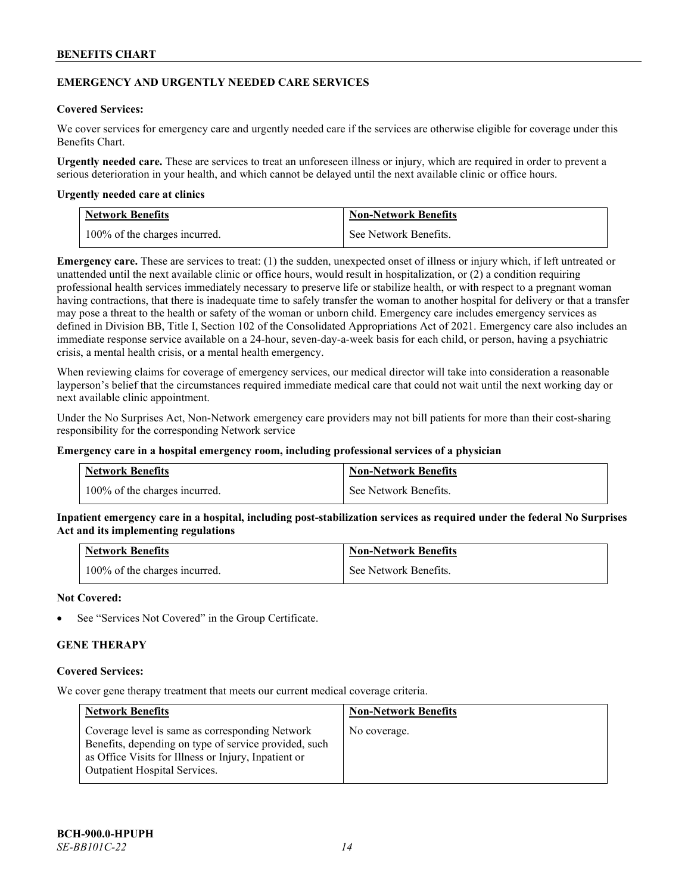## EMERGENCY AND URGENTLY NEEDED CARE SERVICES

**Covered Services:**

We cover services for emergency care and urgently needed care if the services are otherwise eligible for coverage under this Benefits Chart.

**Urgently needed care.** These are services to treat an unforeseen illness or injury, which are required in order to prevent a serious deterioration in your health, and which cannot be delayed until the next available clinic or office hours.

**Urgently needed care at clinics**

| Network Benefits | Non-Network Benefits |
|---|---|
| 100% of the charges incurred. | See Network Benefits. |

**Emergency care.** These are services to treat: (1) the sudden, unexpected onset of illness or injury which, if left untreated or unattended until the next available clinic or office hours, would result in hospitalization, or (2) a condition requiring professional health services immediately necessary to preserve life or stabilize health, or with respect to a pregnant woman having contractions, that there is inadequate time to safely transfer the woman to another hospital for delivery or that a transfer may pose a threat to the health or safety of the woman or unborn child. Emergency care includes emergency services as defined in Division BB, Title I, Section 102 of the Consolidated Appropriations Act of 2021. Emergency care also includes an immediate response service available on a 24-hour, seven-day-a-week basis for each child, or person, having a psychiatric crisis, a mental health crisis, or a mental health emergency.

When reviewing claims for coverage of emergency services, our medical director will take into consideration a reasonable layperson's belief that the circumstances required immediate medical care that could not wait until the next working day or next available clinic appointment.

Under the No Surprises Act, Non-Network emergency care providers may not bill patients for more than their cost-sharing responsibility for the corresponding Network service

**Emergency care in a hospital emergency room, including professional services of a physician**

| Network Benefits | Non-Network Benefits |
|---|---|
| 100% of the charges incurred. | See Network Benefits. |

**Inpatient emergency care in a hospital, including post-stabilization services as required under the federal No Surprises Act and its implementing regulations**

| Network Benefits | Non-Network Benefits |
|---|---|
| 100% of the charges incurred. | See Network Benefits. |

**Not Covered:**

- See "Services Not Covered" in the Group Certificate.

## GENE THERAPY

**Covered Services:**

We cover gene therapy treatment that meets our current medical coverage criteria.

| Network Benefits | Non-Network Benefits |
|---|---|
| Coverage level is same as corresponding Network Benefits, depending on type of service provided, such as Office Visits for Illness or Injury, Inpatient or Outpatient Hospital Services. | No coverage. |

**BCH-900.0-HPUPH**
*SE-BB101C-22*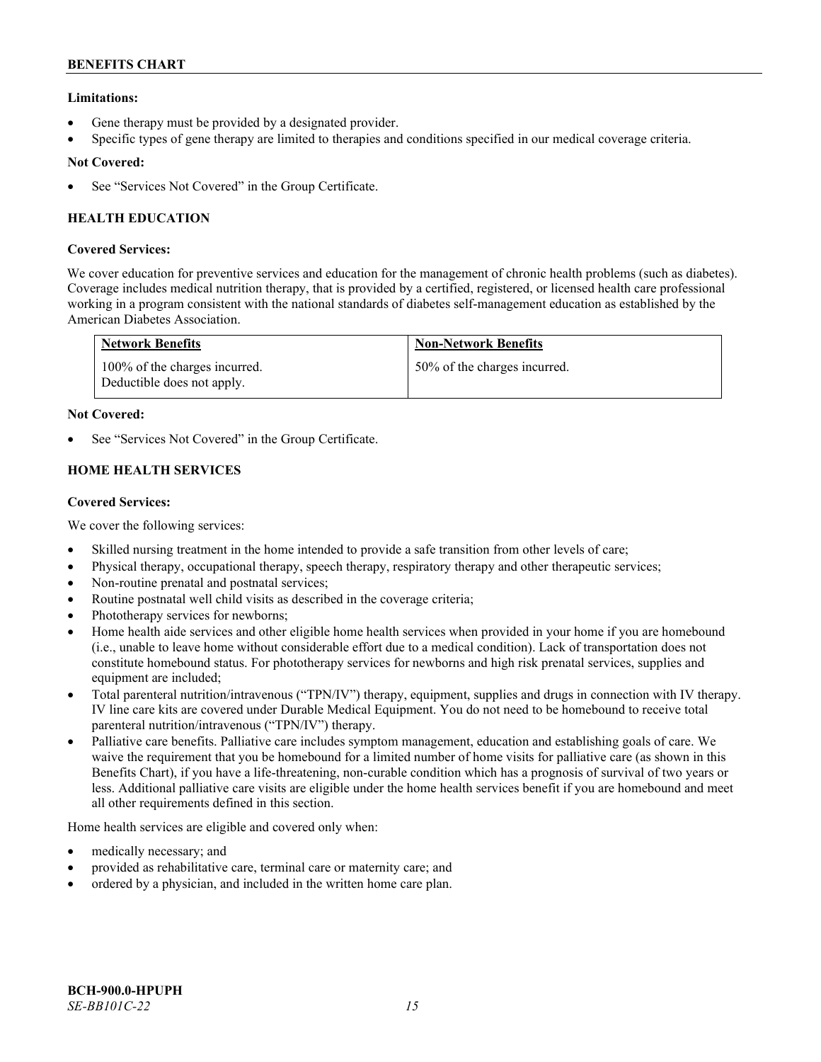**Limitations:**

- Gene therapy must be provided by a designated provider.
- Specific types of gene therapy are limited to therapies and conditions specified in our medical coverage criteria.

**Not Covered:**

- See "Services Not Covered" in the Group Certificate.

### HEALTH EDUCATION

**Covered Services:**

We cover education for preventive services and education for the management of chronic health problems (such as diabetes). Coverage includes medical nutrition therapy, that is provided by a certified, registered, or licensed health care professional working in a program consistent with the national standards of diabetes self-management education as established by the American Diabetes Association.

| Network Benefits | Non-Network Benefits |
|---|---|
| 100% of the charges incurred. Deductible does not apply. | 50% of the charges incurred. |

**Not Covered:**

- See "Services Not Covered" in the Group Certificate.

### HOME HEALTH SERVICES

**Covered Services:**

We cover the following services:

- Skilled nursing treatment in the home intended to provide a safe transition from other levels of care;
- Physical therapy, occupational therapy, speech therapy, respiratory therapy and other therapeutic services;
- Non-routine prenatal and postnatal services;
- Routine postnatal well child visits as described in the coverage criteria;
- Phototherapy services for newborns;
- Home health aide services and other eligible home health services when provided in your home if you are homebound (i.e., unable to leave home without considerable effort due to a medical condition). Lack of transportation does not constitute homebound status. For phototherapy services for newborns and high risk prenatal services, supplies and equipment are included;
- Total parenteral nutrition/intravenous ("TPN/IV") therapy, equipment, supplies and drugs in connection with IV therapy. IV line care kits are covered under Durable Medical Equipment. You do not need to be homebound to receive total parenteral nutrition/intravenous ("TPN/IV") therapy.
- Palliative care benefits. Palliative care includes symptom management, education and establishing goals of care. We waive the requirement that you be homebound for a limited number of home visits for palliative care (as shown in this Benefits Chart), if you have a life-threatening, non-curable condition which has a prognosis of survival of two years or less. Additional palliative care visits are eligible under the home health services benefit if you are homebound and meet all other requirements defined in this section.

Home health services are eligible and covered only when:

- medically necessary; and
- provided as rehabilitative care, terminal care or maternity care; and
- ordered by a physician, and included in the written home care plan.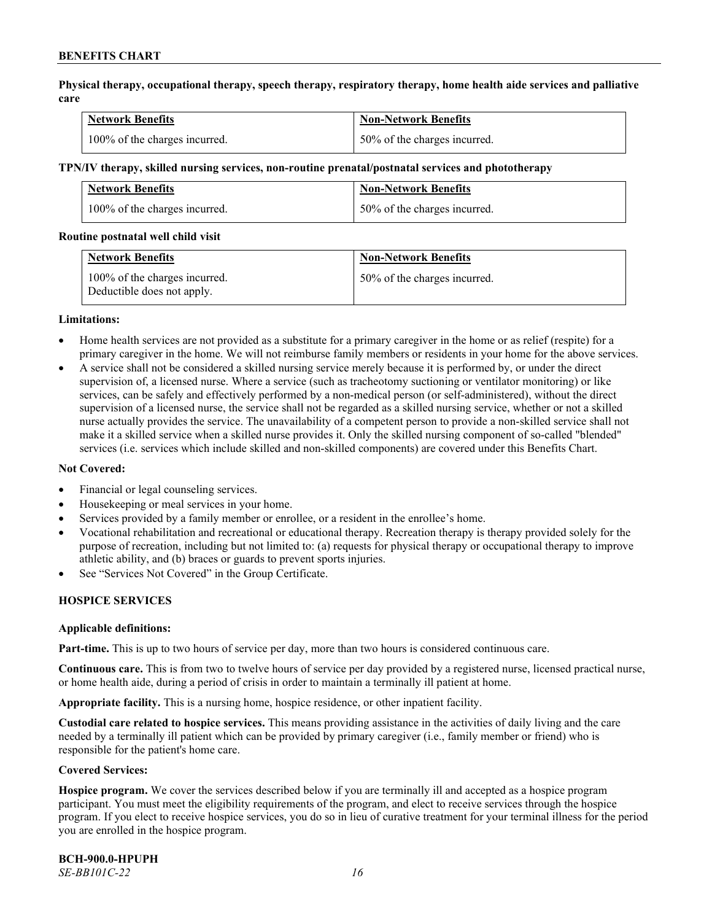**Physical therapy, occupational therapy, speech therapy, respiratory therapy, home health aide services and palliative care**

| Network Benefits | Non-Network Benefits |
|---|---|
| 100% of the charges incurred. | 50% of the charges incurred. |

**TPN/IV therapy, skilled nursing services, non-routine prenatal/postnatal services and phototherapy**

| Network Benefits | Non-Network Benefits |
|---|---|
| 100% of the charges incurred. | 50% of the charges incurred. |

**Routine postnatal well child visit**

| Network Benefits | Non-Network Benefits |
|---|---|
| 100% of the charges incurred. Deductible does not apply. | 50% of the charges incurred. |

**Limitations:**

- Home health services are not provided as a substitute for a primary caregiver in the home or as relief (respite) for a primary caregiver in the home. We will not reimburse family members or residents in your home for the above services.
- A service shall not be considered a skilled nursing service merely because it is performed by, or under the direct supervision of, a licensed nurse. Where a service (such as tracheotomy suctioning or ventilator monitoring) or like services, can be safely and effectively performed by a non-medical person (or self-administered), without the direct supervision of a licensed nurse, the service shall not be regarded as a skilled nursing service, whether or not a skilled nurse actually provides the service. The unavailability of a competent person to provide a non-skilled service shall not make it a skilled service when a skilled nurse provides it. Only the skilled nursing component of so-called "blended" services (i.e. services which include skilled and non-skilled components) are covered under this Benefits Chart.

**Not Covered:**

- Financial or legal counseling services.
- Housekeeping or meal services in your home.
- Services provided by a family member or enrollee, or a resident in the enrollee's home.
- Vocational rehabilitation and recreational or educational therapy. Recreation therapy is therapy provided solely for the purpose of recreation, including but not limited to: (a) requests for physical therapy or occupational therapy to improve athletic ability, and (b) braces or guards to prevent sports injuries.
- See "Services Not Covered" in the Group Certificate.

## HOSPICE SERVICES

**Applicable definitions:**

**Part-time.** This is up to two hours of service per day, more than two hours is considered continuous care.

**Continuous care.** This is from two to twelve hours of service per day provided by a registered nurse, licensed practical nurse, or home health aide, during a period of crisis in order to maintain a terminally ill patient at home.

**Appropriate facility.** This is a nursing home, hospice residence, or other inpatient facility.

**Custodial care related to hospice services.** This means providing assistance in the activities of daily living and the care needed by a terminally ill patient which can be provided by primary caregiver (i.e., family member or friend) who is responsible for the patient's home care.

**Covered Services:**

**Hospice program.** We cover the services described below if you are terminally ill and accepted as a hospice program participant. You must meet the eligibility requirements of the program, and elect to receive services through the hospice program. If you elect to receive hospice services, you do so in lieu of curative treatment for your terminal illness for the period you are enrolled in the hospice program.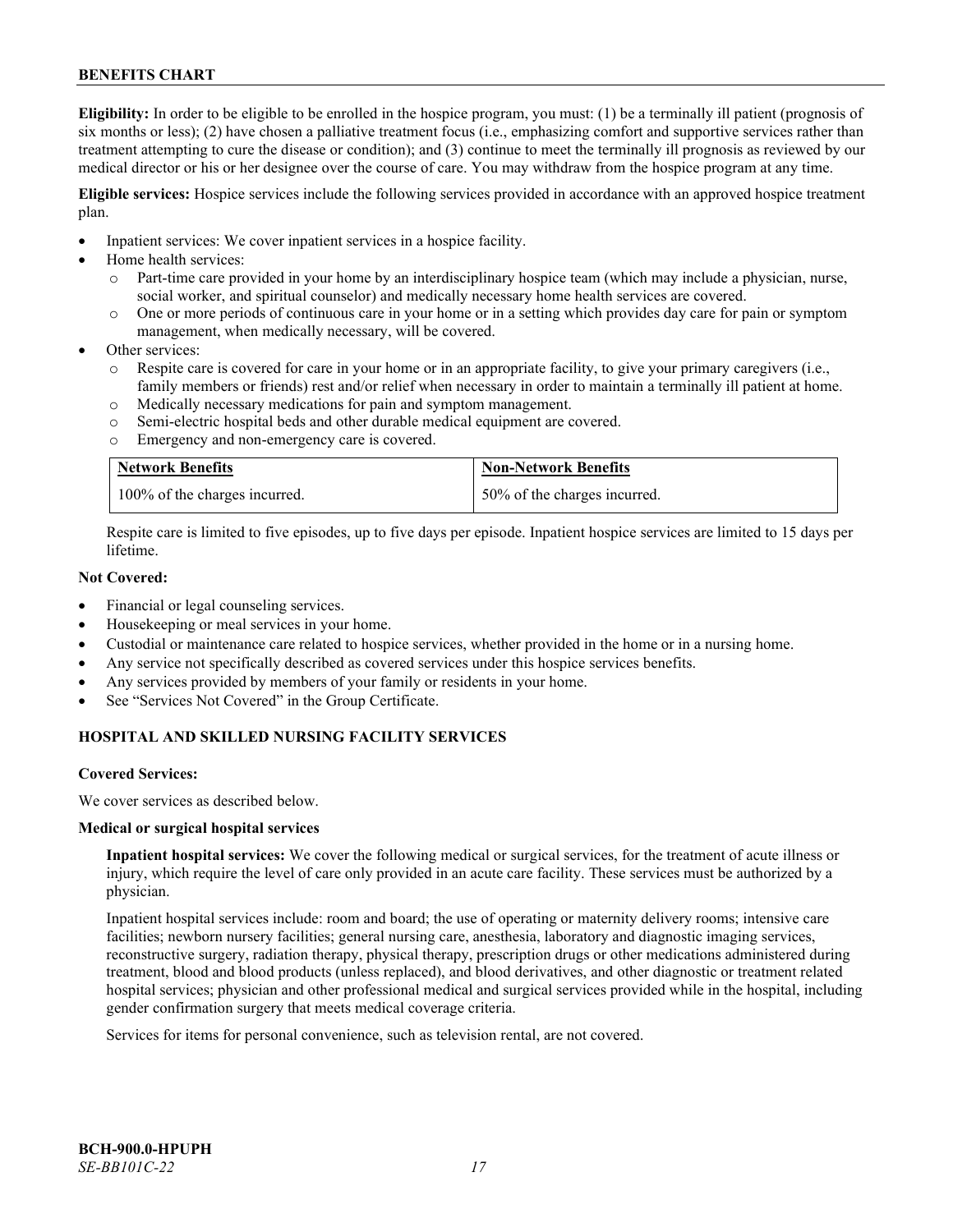**Eligibility:** In order to be eligible to be enrolled in the hospice program, you must: (1) be a terminally ill patient (prognosis of six months or less); (2) have chosen a palliative treatment focus (i.e., emphasizing comfort and supportive services rather than treatment attempting to cure the disease or condition); and (3) continue to meet the terminally ill prognosis as reviewed by our medical director or his or her designee over the course of care. You may withdraw from the hospice program at any time.

**Eligible services:** Hospice services include the following services provided in accordance with an approved hospice treatment plan.

- Inpatient services: We cover inpatient services in a hospice facility.
- Home health services:
  - Part-time care provided in your home by an interdisciplinary hospice team (which may include a physician, nurse, social worker, and spiritual counselor) and medically necessary home health services are covered.
  - One or more periods of continuous care in your home or in a setting which provides day care for pain or symptom management, when medically necessary, will be covered.
- Other services:
  - Respite care is covered for care in your home or in an appropriate facility, to give your primary caregivers (i.e., family members or friends) rest and/or relief when necessary in order to maintain a terminally ill patient at home.
  - Medically necessary medications for pain and symptom management.
  - Semi-electric hospital beds and other durable medical equipment are covered.
  - Emergency and non-emergency care is covered.

| Network Benefits | Non-Network Benefits |
|---|---|
| 100% of the charges incurred. | 50% of the charges incurred. |

Respite care is limited to five episodes, up to five days per episode. Inpatient hospice services are limited to 15 days per lifetime.

**Not Covered:**

- Financial or legal counseling services.
- Housekeeping or meal services in your home.
- Custodial or maintenance care related to hospice services, whether provided in the home or in a nursing home.
- Any service not specifically described as covered services under this hospice services benefits.
- Any services provided by members of your family or residents in your home.
- See "Services Not Covered" in the Group Certificate.

## HOSPITAL AND SKILLED NURSING FACILITY SERVICES

**Covered Services:**

We cover services as described below.

**Medical or surgical hospital services**

**Inpatient hospital services:** We cover the following medical or surgical services, for the treatment of acute illness or injury, which require the level of care only provided in an acute care facility. These services must be authorized by a physician.

Inpatient hospital services include: room and board; the use of operating or maternity delivery rooms; intensive care facilities; newborn nursery facilities; general nursing care, anesthesia, laboratory and diagnostic imaging services, reconstructive surgery, radiation therapy, physical therapy, prescription drugs or other medications administered during treatment, blood and blood products (unless replaced), and blood derivatives, and other diagnostic or treatment related hospital services; physician and other professional medical and surgical services provided while in the hospital, including gender confirmation surgery that meets medical coverage criteria.

Services for items for personal convenience, such as television rental, are not covered.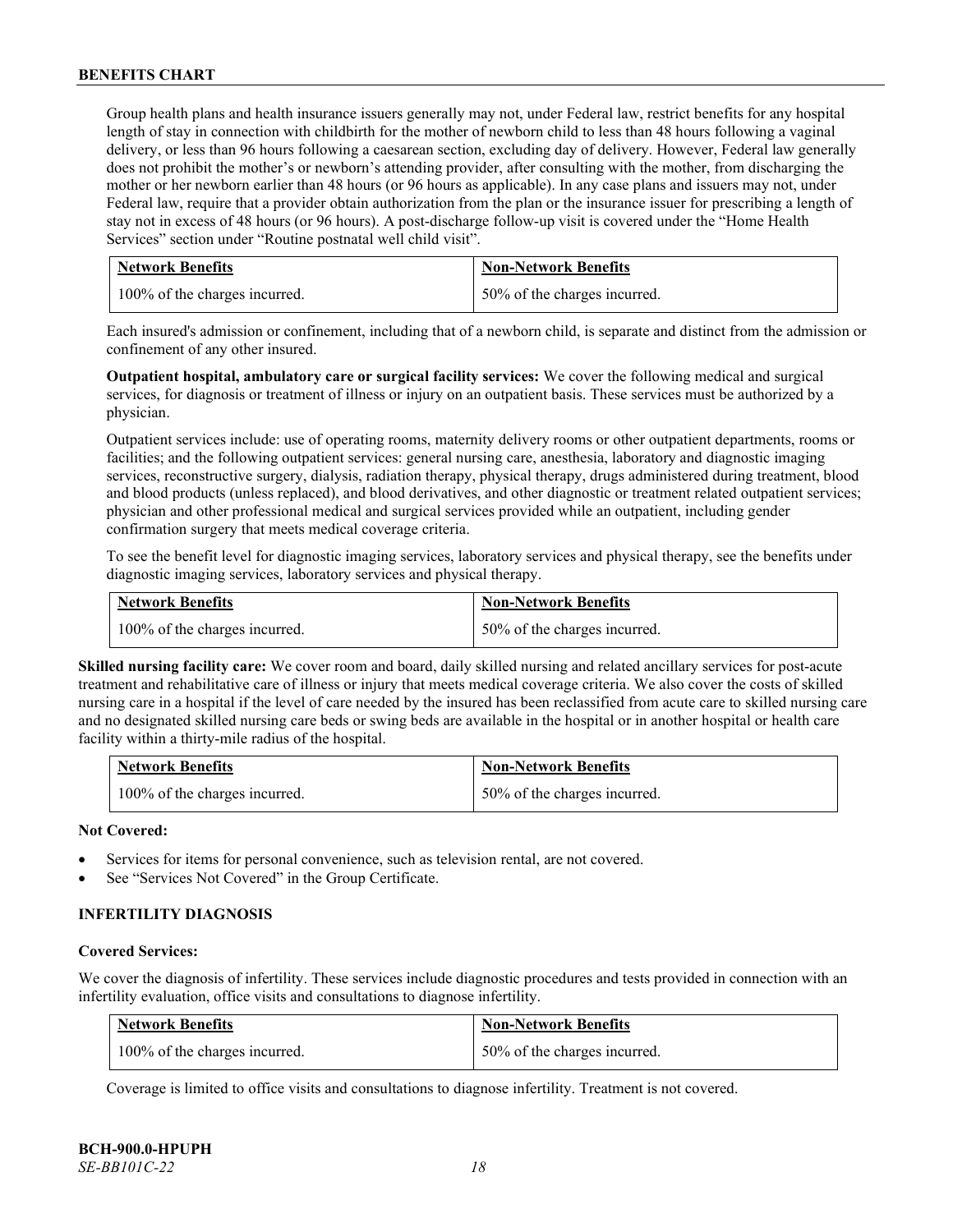Group health plans and health insurance issuers generally may not, under Federal law, restrict benefits for any hospital length of stay in connection with childbirth for the mother of newborn child to less than 48 hours following a vaginal delivery, or less than 96 hours following a caesarean section, excluding day of delivery. However, Federal law generally does not prohibit the mother's or newborn's attending provider, after consulting with the mother, from discharging the mother or her newborn earlier than 48 hours (or 96 hours as applicable). In any case plans and issuers may not, under Federal law, require that a provider obtain authorization from the plan or the insurance issuer for prescribing a length of stay not in excess of 48 hours (or 96 hours). A post-discharge follow-up visit is covered under the "Home Health Services" section under "Routine postnatal well child visit".

| Network Benefits | Non-Network Benefits |
| --- | --- |
| 100% of the charges incurred. | 50% of the charges incurred. |

Each insured's admission or confinement, including that of a newborn child, is separate and distinct from the admission or confinement of any other insured.

**Outpatient hospital, ambulatory care or surgical facility services:** We cover the following medical and surgical services, for diagnosis or treatment of illness or injury on an outpatient basis. These services must be authorized by a physician.

Outpatient services include: use of operating rooms, maternity delivery rooms or other outpatient departments, rooms or facilities; and the following outpatient services: general nursing care, anesthesia, laboratory and diagnostic imaging services, reconstructive surgery, dialysis, radiation therapy, physical therapy, drugs administered during treatment, blood and blood products (unless replaced), and blood derivatives, and other diagnostic or treatment related outpatient services; physician and other professional medical and surgical services provided while an outpatient, including gender confirmation surgery that meets medical coverage criteria.

To see the benefit level for diagnostic imaging services, laboratory services and physical therapy, see the benefits under diagnostic imaging services, laboratory services and physical therapy.

| Network Benefits | Non-Network Benefits |
| --- | --- |
| 100% of the charges incurred. | 50% of the charges incurred. |

**Skilled nursing facility care:** We cover room and board, daily skilled nursing and related ancillary services for post-acute treatment and rehabilitative care of illness or injury that meets medical coverage criteria. We also cover the costs of skilled nursing care in a hospital if the level of care needed by the insured has been reclassified from acute care to skilled nursing care and no designated skilled nursing care beds or swing beds are available in the hospital or in another hospital or health care facility within a thirty-mile radius of the hospital.

| Network Benefits | Non-Network Benefits |
| --- | --- |
| 100% of the charges incurred. | 50% of the charges incurred. |

**Not Covered:**

- Services for items for personal convenience, such as television rental, are not covered.
- See "Services Not Covered" in the Group Certificate.

### INFERTILITY DIAGNOSIS

**Covered Services:**

We cover the diagnosis of infertility. These services include diagnostic procedures and tests provided in connection with an infertility evaluation, office visits and consultations to diagnose infertility.

| Network Benefits | Non-Network Benefits |
| --- | --- |
| 100% of the charges incurred. | 50% of the charges incurred. |

Coverage is limited to office visits and consultations to diagnose infertility. Treatment is not covered.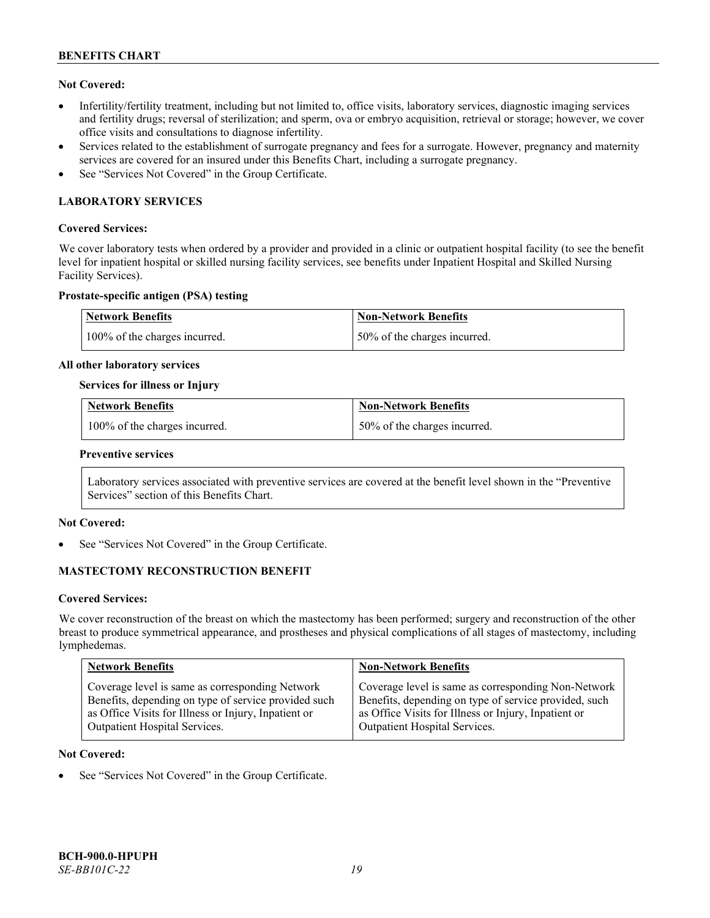**Not Covered:**

- Infertility/fertility treatment, including but not limited to, office visits, laboratory services, diagnostic imaging services and fertility drugs; reversal of sterilization; and sperm, ova or embryo acquisition, retrieval or storage; however, we cover office visits and consultations to diagnose infertility.
- Services related to the establishment of surrogate pregnancy and fees for a surrogate. However, pregnancy and maternity services are covered for an insured under this Benefits Chart, including a surrogate pregnancy.
- See "Services Not Covered" in the Group Certificate.

## LABORATORY SERVICES

**Covered Services:**

We cover laboratory tests when ordered by a provider and provided in a clinic or outpatient hospital facility (to see the benefit level for inpatient hospital or skilled nursing facility services, see benefits under Inpatient Hospital and Skilled Nursing Facility Services).

**Prostate-specific antigen (PSA) testing**

| Network Benefits | Non-Network Benefits |
|---|---|
| 100% of the charges incurred. | 50% of the charges incurred. |

**All other laboratory services**

**Services for illness or Injury**

| Network Benefits | Non-Network Benefits |
|---|---|
| 100% of the charges incurred. | 50% of the charges incurred. |

**Preventive services**

Laboratory services associated with preventive services are covered at the benefit level shown in the "Preventive Services" section of this Benefits Chart.

**Not Covered:**

- See "Services Not Covered" in the Group Certificate.

## MASTECTOMY RECONSTRUCTION BENEFIT

**Covered Services:**

We cover reconstruction of the breast on which the mastectomy has been performed; surgery and reconstruction of the other breast to produce symmetrical appearance, and prostheses and physical complications of all stages of mastectomy, including lymphedemas.

| Network Benefits | Non-Network Benefits |
|---|---|
| Coverage level is same as corresponding Network Benefits, depending on type of service provided such as Office Visits for Illness or Injury, Inpatient or Outpatient Hospital Services. | Coverage level is same as corresponding Non-Network Benefits, depending on type of service provided, such as Office Visits for Illness or Injury, Inpatient or Outpatient Hospital Services. |

**Not Covered:**

- See "Services Not Covered" in the Group Certificate.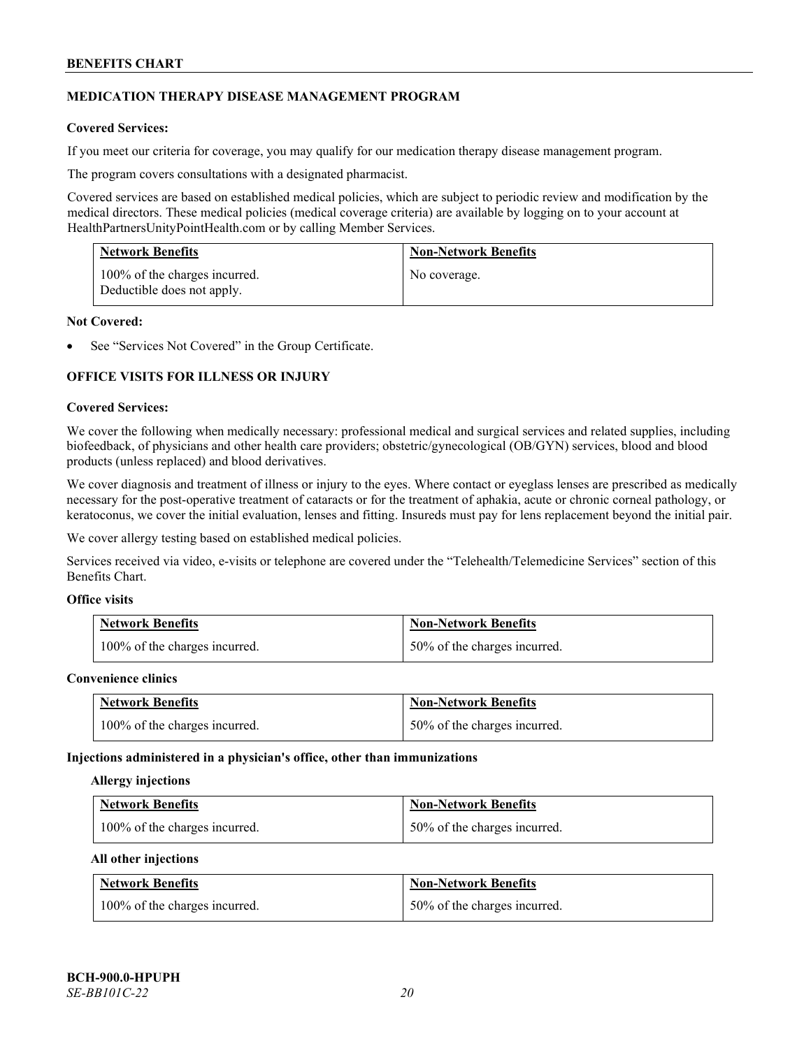## MEDICATION THERAPY DISEASE MANAGEMENT PROGRAM

**Covered Services:**

If you meet our criteria for coverage, you may qualify for our medication therapy disease management program.

The program covers consultations with a designated pharmacist.

Covered services are based on established medical policies, which are subject to periodic review and modification by the medical directors. These medical policies (medical coverage criteria) are available by logging on to your account at HealthPartnersUnityPointHealth.com or by calling Member Services.

| Network Benefits | Non-Network Benefits |
| --- | --- |
| 100% of the charges incurred. Deductible does not apply. | No coverage. |

**Not Covered:**

- See "Services Not Covered" in the Group Certificate.

## OFFICE VISITS FOR ILLNESS OR INJURY

**Covered Services:**

We cover the following when medically necessary: professional medical and surgical services and related supplies, including biofeedback, of physicians and other health care providers; obstetric/gynecological (OB/GYN) services, blood and blood products (unless replaced) and blood derivatives.

We cover diagnosis and treatment of illness or injury to the eyes. Where contact or eyeglass lenses are prescribed as medically necessary for the post-operative treatment of cataracts or for the treatment of aphakia, acute or chronic corneal pathology, or keratoconus, we cover the initial evaluation, lenses and fitting. Insureds must pay for lens replacement beyond the initial pair.

We cover allergy testing based on established medical policies.

Services received via video, e-visits or telephone are covered under the "Telehealth/Telemedicine Services" section of this Benefits Chart.

**Office visits**

| Network Benefits | Non-Network Benefits |
| --- | --- |
| 100% of the charges incurred. | 50% of the charges incurred. |

**Convenience clinics**

| Network Benefits | Non-Network Benefits |
| --- | --- |
| 100% of the charges incurred. | 50% of the charges incurred. |

**Injections administered in a physician's office, other than immunizations**

**Allergy injections**

| Network Benefits | Non-Network Benefits |
| --- | --- |
| 100% of the charges incurred. | 50% of the charges incurred. |

**All other injections**

| Network Benefits | Non-Network Benefits |
| --- | --- |
| 100% of the charges incurred. | 50% of the charges incurred. |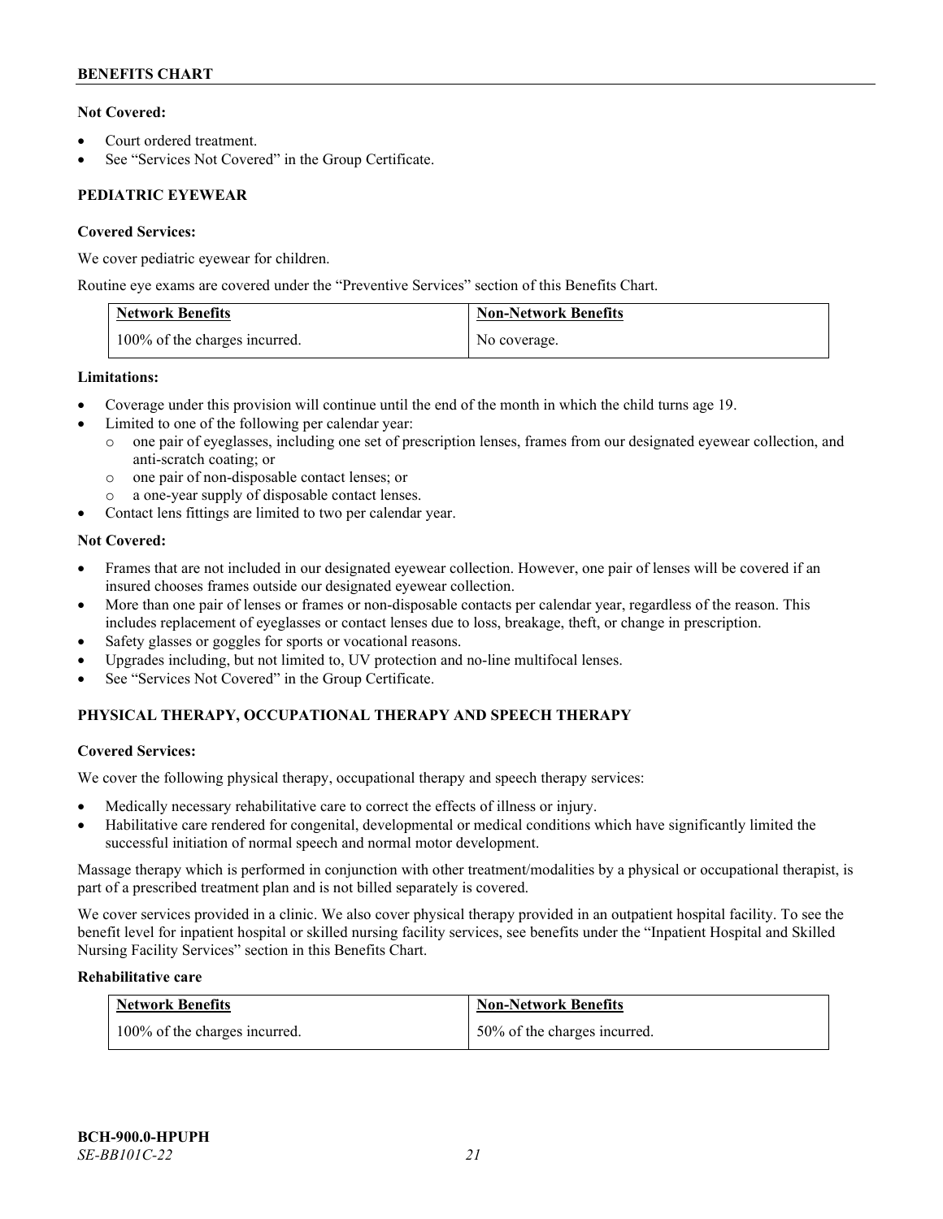**Not Covered:**

- Court ordered treatment.
- See "Services Not Covered" in the Group Certificate.

## PEDIATRIC EYEWEAR

**Covered Services:**

We cover pediatric eyewear for children.

Routine eye exams are covered under the "Preventive Services" section of this Benefits Chart.

| Network Benefits | Non-Network Benefits |
|---|---|
| 100% of the charges incurred. | No coverage. |

**Limitations:**

- Coverage under this provision will continue until the end of the month in which the child turns age 19.
- Limited to one of the following per calendar year:
  - one pair of eyeglasses, including one set of prescription lenses, frames from our designated eyewear collection, and anti-scratch coating; or
  - one pair of non-disposable contact lenses; or
  - a one-year supply of disposable contact lenses.
- Contact lens fittings are limited to two per calendar year.

**Not Covered:**

- Frames that are not included in our designated eyewear collection. However, one pair of lenses will be covered if an insured chooses frames outside our designated eyewear collection.
- More than one pair of lenses or frames or non-disposable contacts per calendar year, regardless of the reason. This includes replacement of eyeglasses or contact lenses due to loss, breakage, theft, or change in prescription.
- Safety glasses or goggles for sports or vocational reasons.
- Upgrades including, but not limited to, UV protection and no-line multifocal lenses.
- See "Services Not Covered" in the Group Certificate.

## PHYSICAL THERAPY, OCCUPATIONAL THERAPY AND SPEECH THERAPY

**Covered Services:**

We cover the following physical therapy, occupational therapy and speech therapy services:

- Medically necessary rehabilitative care to correct the effects of illness or injury.
- Habilitative care rendered for congenital, developmental or medical conditions which have significantly limited the successful initiation of normal speech and normal motor development.

Massage therapy which is performed in conjunction with other treatment/modalities by a physical or occupational therapist, is part of a prescribed treatment plan and is not billed separately is covered.

We cover services provided in a clinic. We also cover physical therapy provided in an outpatient hospital facility. To see the benefit level for inpatient hospital or skilled nursing facility services, see benefits under the "Inpatient Hospital and Skilled Nursing Facility Services" section in this Benefits Chart.

**Rehabilitative care**

| Network Benefits | Non-Network Benefits |
|---|---|
| 100% of the charges incurred. | 50% of the charges incurred. |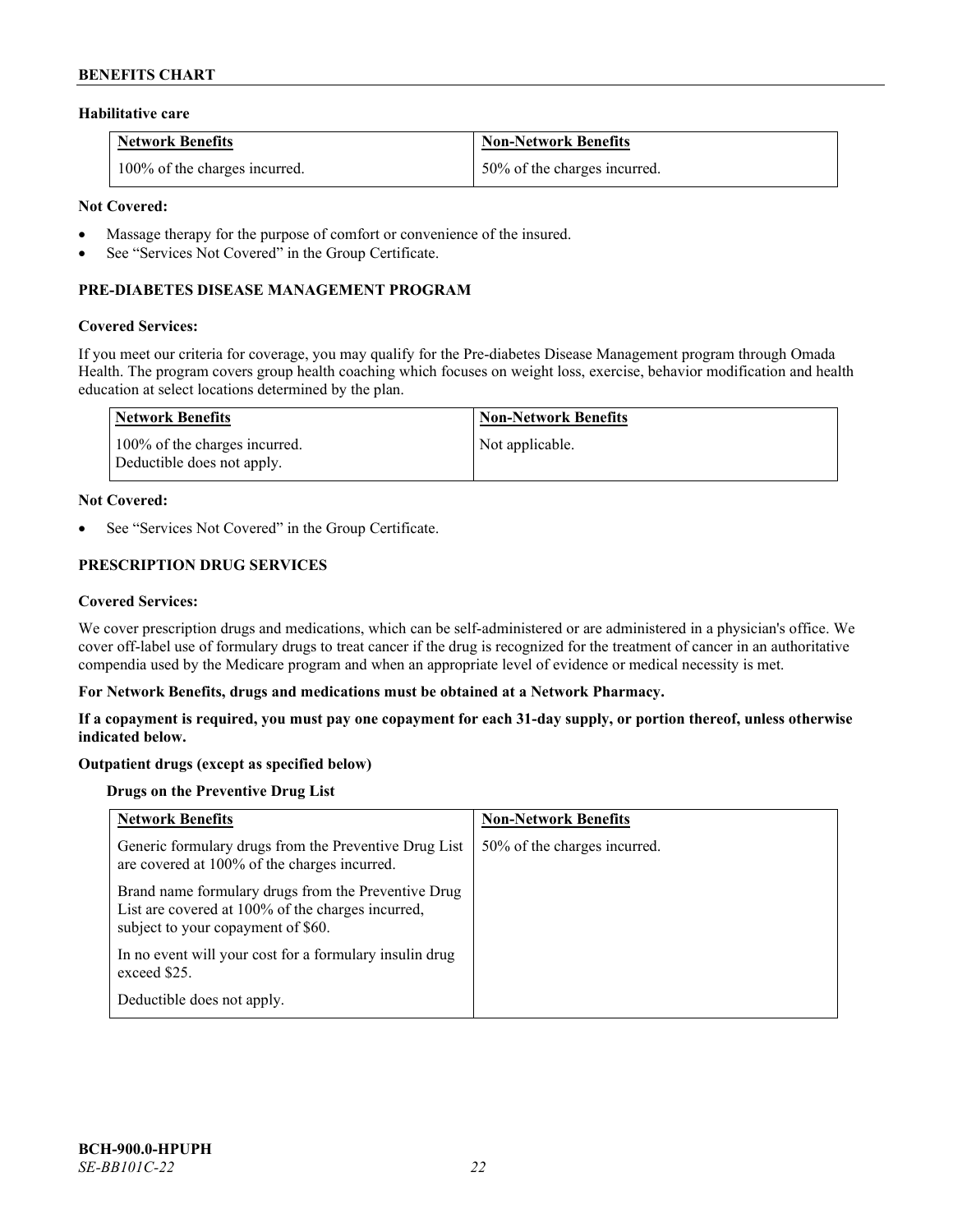### Habilitative care

| Network Benefits | Non-Network Benefits |
|---|---|
| 100% of the charges incurred. | 50% of the charges incurred. |

**Not Covered:**

- Massage therapy for the purpose of comfort or convenience of the insured.
- See "Services Not Covered" in the Group Certificate.

## PRE-DIABETES DISEASE MANAGEMENT PROGRAM

**Covered Services:**

If you meet our criteria for coverage, you may qualify for the Pre-diabetes Disease Management program through Omada Health. The program covers group health coaching which focuses on weight loss, exercise, behavior modification and health education at select locations determined by the plan.

| Network Benefits | Non-Network Benefits |
|---|---|
| 100% of the charges incurred.<br>Deductible does not apply. | Not applicable. |

**Not Covered:**

- See "Services Not Covered" in the Group Certificate.

## PRESCRIPTION DRUG SERVICES

**Covered Services:**

We cover prescription drugs and medications, which can be self-administered or are administered in a physician's office. We cover off-label use of formulary drugs to treat cancer if the drug is recognized for the treatment of cancer in an authoritative compendia used by the Medicare program and when an appropriate level of evidence or medical necessity is met.

**For Network Benefits, drugs and medications must be obtained at a Network Pharmacy.**

**If a copayment is required, you must pay one copayment for each 31-day supply, or portion thereof, unless otherwise indicated below.**

**Outpatient drugs (except as specified below)**

**Drugs on the Preventive Drug List**

| Network Benefits | Non-Network Benefits |
|---|---|
| Generic formulary drugs from the Preventive Drug List are covered at 100% of the charges incurred.<br><br>Brand name formulary drugs from the Preventive Drug List are covered at 100% of the charges incurred, subject to your copayment of $60.<br><br>In no event will your cost for a formulary insulin drug exceed $25.<br><br>Deductible does not apply. | 50% of the charges incurred. |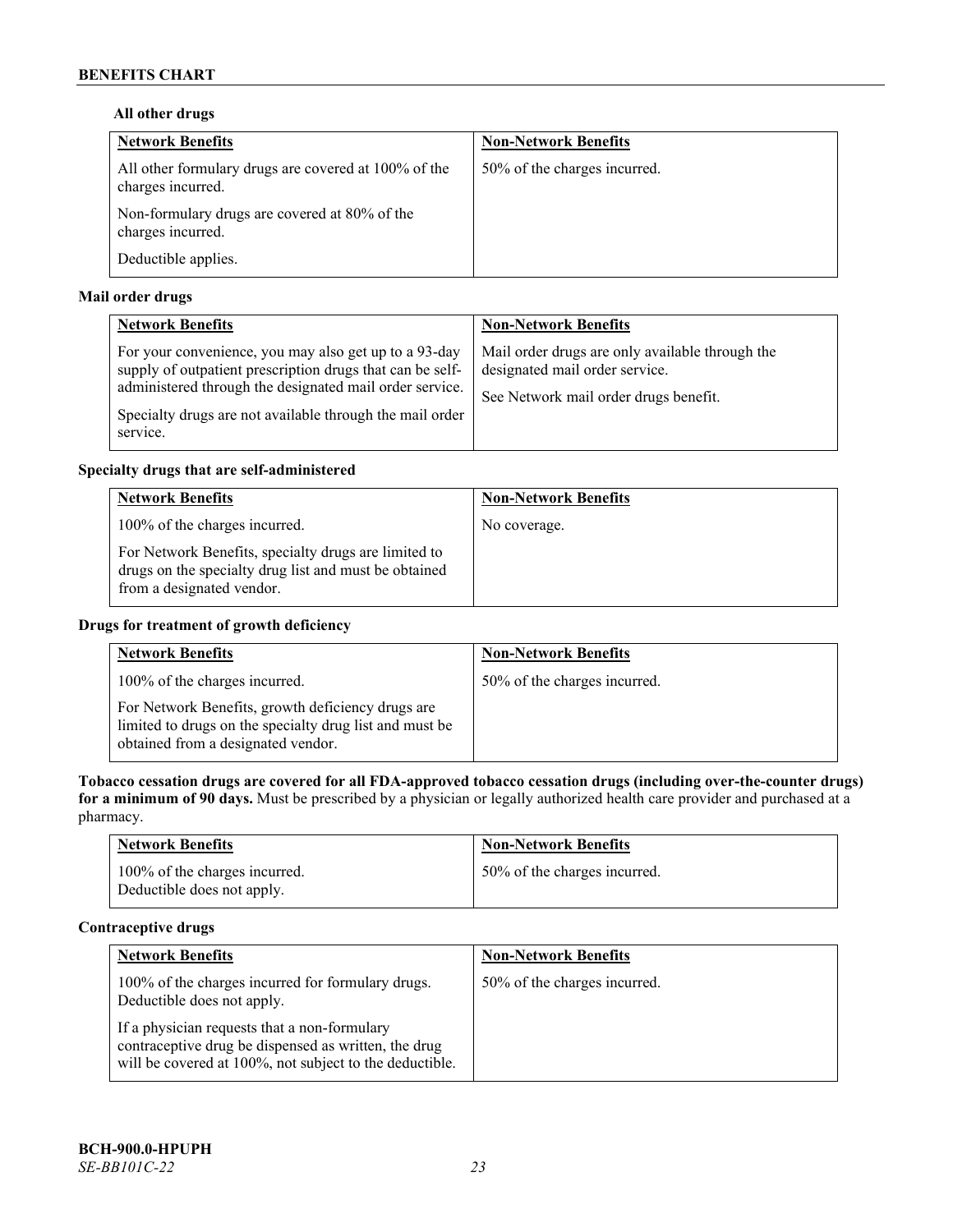**All other drugs**

| Network Benefits | Non-Network Benefits |
|---|---|
| All other formulary drugs are covered at 100% of the charges incurred. <br><br> Non-formulary drugs are covered at 80% of the charges incurred. <br><br> Deductible applies. | 50% of the charges incurred. |

**Mail order drugs**

| Network Benefits | Non-Network Benefits |
|---|---|
| For your convenience, you may also get up to a 93-day supply of outpatient prescription drugs that can be self-administered through the designated mail order service. <br><br> Specialty drugs are not available through the mail order service. | Mail order drugs are only available through the designated mail order service. <br><br> See Network mail order drugs benefit. |

**Specialty drugs that are self-administered**

| Network Benefits | Non-Network Benefits |
|---|---|
| 100% of the charges incurred. <br><br> For Network Benefits, specialty drugs are limited to drugs on the specialty drug list and must be obtained from a designated vendor. | No coverage. |

**Drugs for treatment of growth deficiency**

| Network Benefits | Non-Network Benefits |
|---|---|
| 100% of the charges incurred. <br><br> For Network Benefits, growth deficiency drugs are limited to drugs on the specialty drug list and must be obtained from a designated vendor. | 50% of the charges incurred. |

**Tobacco cessation drugs are covered for all FDA-approved tobacco cessation drugs (including over-the-counter drugs) for a minimum of 90 days.** Must be prescribed by a physician or legally authorized health care provider and purchased at a pharmacy.

| Network Benefits | Non-Network Benefits |
|---|---|
| 100% of the charges incurred. <br> Deductible does not apply. | 50% of the charges incurred. |

**Contraceptive drugs**

| Network Benefits | Non-Network Benefits |
|---|---|
| 100% of the charges incurred for formulary drugs. Deductible does not apply. <br><br> If a physician requests that a non-formulary contraceptive drug be dispensed as written, the drug will be covered at 100%, not subject to the deductible. | 50% of the charges incurred. |

**BCH-900.0-HPUPH**
*SE-BB101C-22*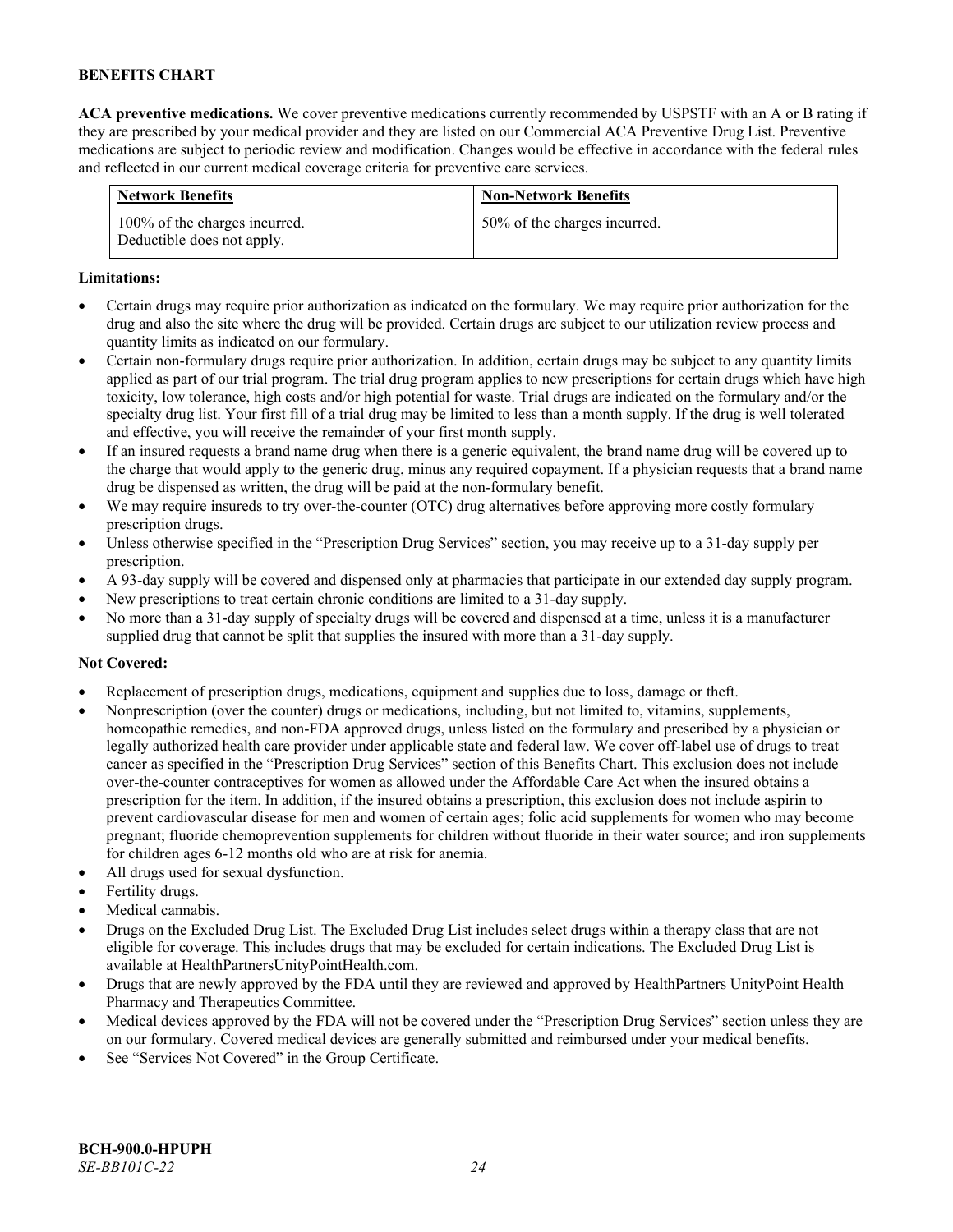**ACA preventive medications.** We cover preventive medications currently recommended by USPSTF with an A or B rating if they are prescribed by your medical provider and they are listed on our Commercial ACA Preventive Drug List. Preventive medications are subject to periodic review and modification. Changes would be effective in accordance with the federal rules and reflected in our current medical coverage criteria for preventive care services.

| Network Benefits | Non-Network Benefits |
|---|---|
| 100% of the charges incurred. Deductible does not apply. | 50% of the charges incurred. |

**Limitations:**

- Certain drugs may require prior authorization as indicated on the formulary. We may require prior authorization for the drug and also the site where the drug will be provided. Certain drugs are subject to our utilization review process and quantity limits as indicated on our formulary.
- Certain non-formulary drugs require prior authorization. In addition, certain drugs may be subject to any quantity limits applied as part of our trial program. The trial drug program applies to new prescriptions for certain drugs which have high toxicity, low tolerance, high costs and/or high potential for waste. Trial drugs are indicated on the formulary and/or the specialty drug list. Your first fill of a trial drug may be limited to less than a month supply. If the drug is well tolerated and effective, you will receive the remainder of your first month supply.
- If an insured requests a brand name drug when there is a generic equivalent, the brand name drug will be covered up to the charge that would apply to the generic drug, minus any required copayment. If a physician requests that a brand name drug be dispensed as written, the drug will be paid at the non-formulary benefit.
- We may require insureds to try over-the-counter (OTC) drug alternatives before approving more costly formulary prescription drugs.
- Unless otherwise specified in the "Prescription Drug Services" section, you may receive up to a 31-day supply per prescription.
- A 93-day supply will be covered and dispensed only at pharmacies that participate in our extended day supply program.
- New prescriptions to treat certain chronic conditions are limited to a 31-day supply.
- No more than a 31-day supply of specialty drugs will be covered and dispensed at a time, unless it is a manufacturer supplied drug that cannot be split that supplies the insured with more than a 31-day supply.

**Not Covered:**

- Replacement of prescription drugs, medications, equipment and supplies due to loss, damage or theft.
- Nonprescription (over the counter) drugs or medications, including, but not limited to, vitamins, supplements, homeopathic remedies, and non-FDA approved drugs, unless listed on the formulary and prescribed by a physician or legally authorized health care provider under applicable state and federal law. We cover off-label use of drugs to treat cancer as specified in the "Prescription Drug Services" section of this Benefits Chart. This exclusion does not include over-the-counter contraceptives for women as allowed under the Affordable Care Act when the insured obtains a prescription for the item. In addition, if the insured obtains a prescription, this exclusion does not include aspirin to prevent cardiovascular disease for men and women of certain ages; folic acid supplements for women who may become pregnant; fluoride chemoprevention supplements for children without fluoride in their water source; and iron supplements for children ages 6-12 months old who are at risk for anemia.
- All drugs used for sexual dysfunction.
- Fertility drugs.
- Medical cannabis.
- Drugs on the Excluded Drug List. The Excluded Drug List includes select drugs within a therapy class that are not eligible for coverage. This includes drugs that may be excluded for certain indications. The Excluded Drug List is available at HealthPartnersUnityPointHealth.com.
- Drugs that are newly approved by the FDA until they are reviewed and approved by HealthPartners UnityPoint Health Pharmacy and Therapeutics Committee.
- Medical devices approved by the FDA will not be covered under the "Prescription Drug Services" section unless they are on our formulary. Covered medical devices are generally submitted and reimbursed under your medical benefits.
- See "Services Not Covered" in the Group Certificate.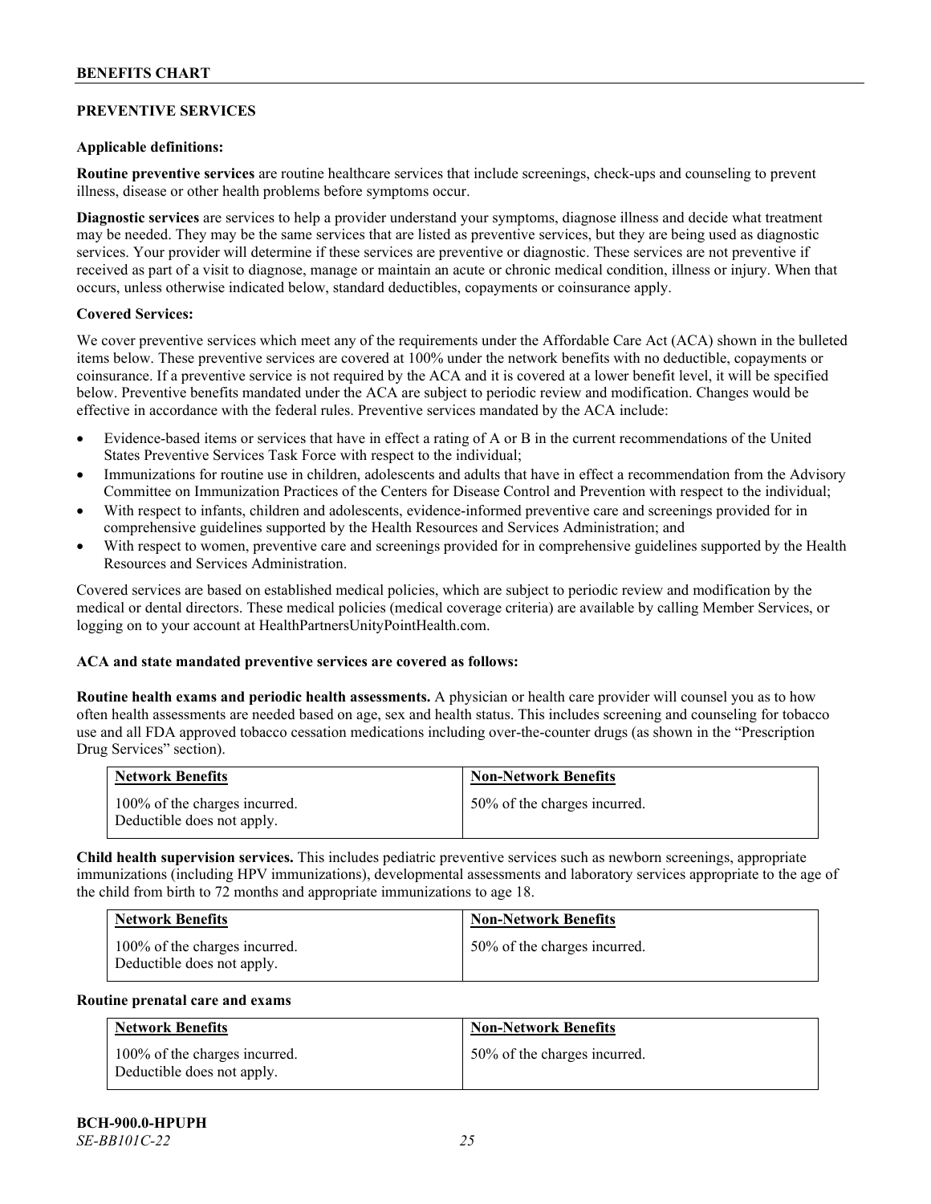## PREVENTIVE SERVICES

**Applicable definitions:**

**Routine preventive services** are routine healthcare services that include screenings, check-ups and counseling to prevent illness, disease or other health problems before symptoms occur.

**Diagnostic services** are services to help a provider understand your symptoms, diagnose illness and decide what treatment may be needed. They may be the same services that are listed as preventive services, but they are being used as diagnostic services. Your provider will determine if these services are preventive or diagnostic. These services are not preventive if received as part of a visit to diagnose, manage or maintain an acute or chronic medical condition, illness or injury. When that occurs, unless otherwise indicated below, standard deductibles, copayments or coinsurance apply.

**Covered Services:**

We cover preventive services which meet any of the requirements under the Affordable Care Act (ACA) shown in the bulleted items below. These preventive services are covered at 100% under the network benefits with no deductible, copayments or coinsurance. If a preventive service is not required by the ACA and it is covered at a lower benefit level, it will be specified below. Preventive benefits mandated under the ACA are subject to periodic review and modification. Changes would be effective in accordance with the federal rules. Preventive services mandated by the ACA include:

- Evidence-based items or services that have in effect a rating of A or B in the current recommendations of the United States Preventive Services Task Force with respect to the individual;
- Immunizations for routine use in children, adolescents and adults that have in effect a recommendation from the Advisory Committee on Immunization Practices of the Centers for Disease Control and Prevention with respect to the individual;
- With respect to infants, children and adolescents, evidence-informed preventive care and screenings provided for in comprehensive guidelines supported by the Health Resources and Services Administration; and
- With respect to women, preventive care and screenings provided for in comprehensive guidelines supported by the Health Resources and Services Administration.

Covered services are based on established medical policies, which are subject to periodic review and modification by the medical or dental directors. These medical policies (medical coverage criteria) are available by calling Member Services, or logging on to your account at HealthPartnersUnityPointHealth.com.

**ACA and state mandated preventive services are covered as follows:**

**Routine health exams and periodic health assessments.** A physician or health care provider will counsel you as to how often health assessments are needed based on age, sex and health status. This includes screening and counseling for tobacco use and all FDA approved tobacco cessation medications including over-the-counter drugs (as shown in the "Prescription Drug Services" section).

| Network Benefits | Non-Network Benefits |
|---|---|
| 100% of the charges incurred. Deductible does not apply. | 50% of the charges incurred. |

**Child health supervision services.** This includes pediatric preventive services such as newborn screenings, appropriate immunizations (including HPV immunizations), developmental assessments and laboratory services appropriate to the age of the child from birth to 72 months and appropriate immunizations to age 18.

| Network Benefits | Non-Network Benefits |
|---|---|
| 100% of the charges incurred. Deductible does not apply. | 50% of the charges incurred. |

**Routine prenatal care and exams**

| Network Benefits | Non-Network Benefits |
|---|---|
| 100% of the charges incurred. Deductible does not apply. | 50% of the charges incurred. |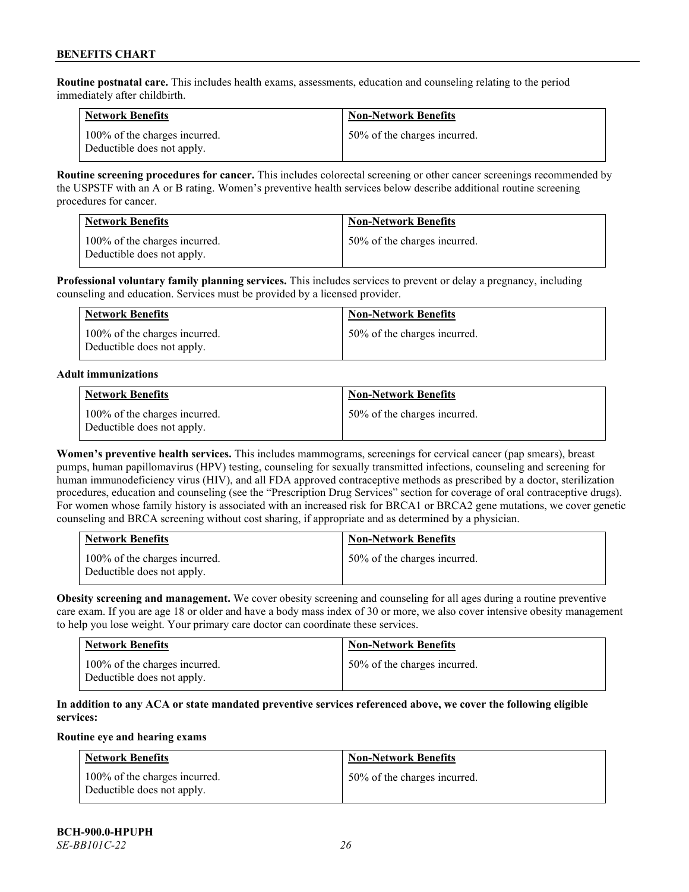**Routine postnatal care.** This includes health exams, assessments, education and counseling relating to the period immediately after childbirth.

| Network Benefits | Non-Network Benefits |
| --- | --- |
| 100% of the charges incurred. Deductible does not apply. | 50% of the charges incurred. |

**Routine screening procedures for cancer.** This includes colorectal screening or other cancer screenings recommended by the USPSTF with an A or B rating. Women's preventive health services below describe additional routine screening procedures for cancer.

| Network Benefits | Non-Network Benefits |
| --- | --- |
| 100% of the charges incurred. Deductible does not apply. | 50% of the charges incurred. |

**Professional voluntary family planning services.** This includes services to prevent or delay a pregnancy, including counseling and education. Services must be provided by a licensed provider.

| Network Benefits | Non-Network Benefits |
| --- | --- |
| 100% of the charges incurred. Deductible does not apply. | 50% of the charges incurred. |

**Adult immunizations**

| Network Benefits | Non-Network Benefits |
| --- | --- |
| 100% of the charges incurred. Deductible does not apply. | 50% of the charges incurred. |

**Women's preventive health services.** This includes mammograms, screenings for cervical cancer (pap smears), breast pumps, human papillomavirus (HPV) testing, counseling for sexually transmitted infections, counseling and screening for human immunodeficiency virus (HIV), and all FDA approved contraceptive methods as prescribed by a doctor, sterilization procedures, education and counseling (see the "Prescription Drug Services" section for coverage of oral contraceptive drugs). For women whose family history is associated with an increased risk for BRCA1 or BRCA2 gene mutations, we cover genetic counseling and BRCA screening without cost sharing, if appropriate and as determined by a physician.

| Network Benefits | Non-Network Benefits |
| --- | --- |
| 100% of the charges incurred. Deductible does not apply. | 50% of the charges incurred. |

**Obesity screening and management.** We cover obesity screening and counseling for all ages during a routine preventive care exam. If you are age 18 or older and have a body mass index of 30 or more, we also cover intensive obesity management to help you lose weight. Your primary care doctor can coordinate these services.

| Network Benefits | Non-Network Benefits |
| --- | --- |
| 100% of the charges incurred. Deductible does not apply. | 50% of the charges incurred. |

**In addition to any ACA or state mandated preventive services referenced above, we cover the following eligible services:**

**Routine eye and hearing exams**

| Network Benefits | Non-Network Benefits |
| --- | --- |
| 100% of the charges incurred. Deductible does not apply. | 50% of the charges incurred. |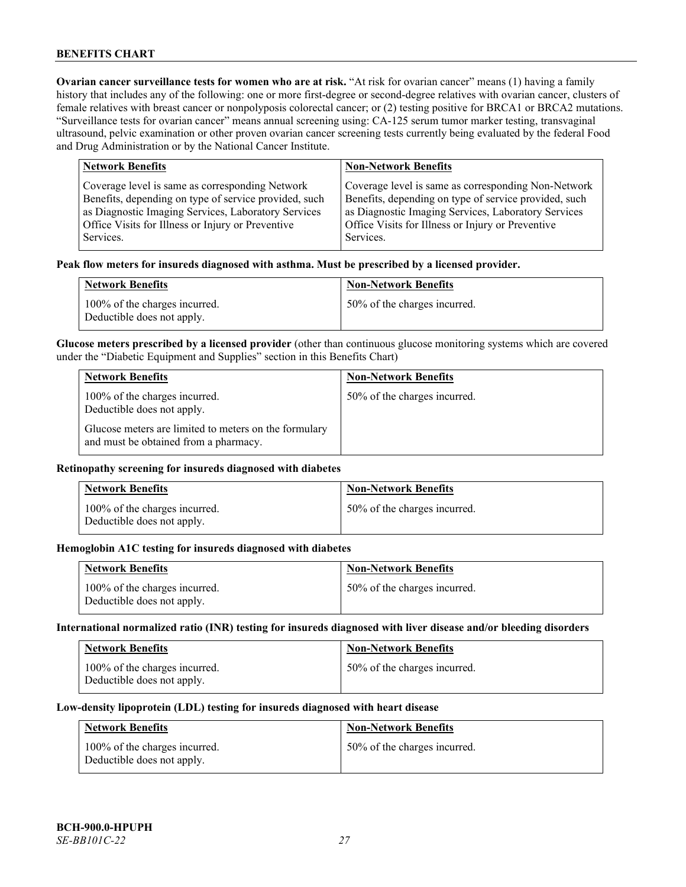**Ovarian cancer surveillance tests for women who are at risk.** "At risk for ovarian cancer" means (1) having a family history that includes any of the following: one or more first-degree or second-degree relatives with ovarian cancer, clusters of female relatives with breast cancer or nonpolyposis colorectal cancer; or (2) testing positive for BRCA1 or BRCA2 mutations. "Surveillance tests for ovarian cancer" means annual screening using: CA-125 serum tumor marker testing, transvaginal ultrasound, pelvic examination or other proven ovarian cancer screening tests currently being evaluated by the federal Food and Drug Administration or by the National Cancer Institute.

| Network Benefits | Non-Network Benefits |
| --- | --- |
| Coverage level is same as corresponding Network Benefits, depending on type of service provided, such as Diagnostic Imaging Services, Laboratory Services Office Visits for Illness or Injury or Preventive Services. | Coverage level is same as corresponding Non-Network Benefits, depending on type of service provided, such as Diagnostic Imaging Services, Laboratory Services Office Visits for Illness or Injury or Preventive Services. |

**Peak flow meters for insureds diagnosed with asthma. Must be prescribed by a licensed provider.**

| Network Benefits | Non-Network Benefits |
| --- | --- |
| 100% of the charges incurred. Deductible does not apply. | 50% of the charges incurred. |

**Glucose meters prescribed by a licensed provider** (other than continuous glucose monitoring systems which are covered under the "Diabetic Equipment and Supplies" section in this Benefits Chart)

| Network Benefits | Non-Network Benefits |
| --- | --- |
| 100% of the charges incurred. Deductible does not apply.<br><br>Glucose meters are limited to meters on the formulary and must be obtained from a pharmacy. | 50% of the charges incurred. |

**Retinopathy screening for insureds diagnosed with diabetes**

| Network Benefits | Non-Network Benefits |
| --- | --- |
| 100% of the charges incurred. Deductible does not apply. | 50% of the charges incurred. |

**Hemoglobin A1C testing for insureds diagnosed with diabetes**

| Network Benefits | Non-Network Benefits |
| --- | --- |
| 100% of the charges incurred. Deductible does not apply. | 50% of the charges incurred. |

**International normalized ratio (INR) testing for insureds diagnosed with liver disease and/or bleeding disorders**

| Network Benefits | Non-Network Benefits |
| --- | --- |
| 100% of the charges incurred. Deductible does not apply. | 50% of the charges incurred. |

**Low-density lipoprotein (LDL) testing for insureds diagnosed with heart disease**

| Network Benefits | Non-Network Benefits |
| --- | --- |
| 100% of the charges incurred. Deductible does not apply. | 50% of the charges incurred. |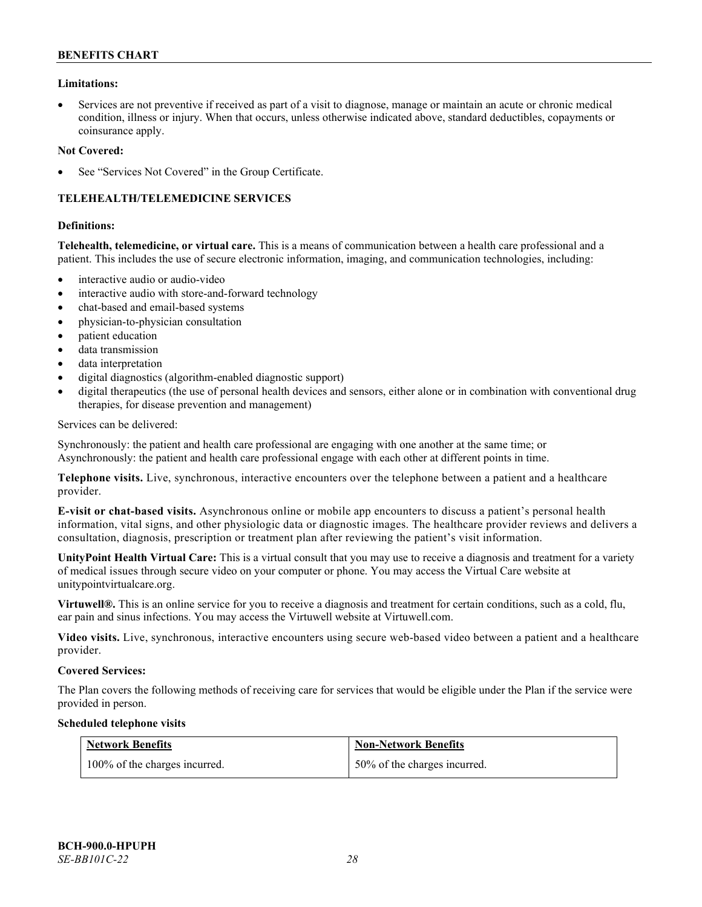**Limitations:**

- Services are not preventive if received as part of a visit to diagnose, manage or maintain an acute or chronic medical condition, illness or injury. When that occurs, unless otherwise indicated above, standard deductibles, copayments or coinsurance apply.

**Not Covered:**

- See "Services Not Covered" in the Group Certificate.

## TELEHEALTH/TELEMEDICINE SERVICES

**Definitions:**

**Telehealth, telemedicine, or virtual care.** This is a means of communication between a health care professional and a patient. This includes the use of secure electronic information, imaging, and communication technologies, including:

- interactive audio or audio-video
- interactive audio with store-and-forward technology
- chat-based and email-based systems
- physician-to-physician consultation
- patient education
- data transmission
- data interpretation
- digital diagnostics (algorithm-enabled diagnostic support)
- digital therapeutics (the use of personal health devices and sensors, either alone or in combination with conventional drug therapies, for disease prevention and management)

Services can be delivered:

Synchronously: the patient and health care professional are engaging with one another at the same time; or
Asynchronously: the patient and health care professional engage with each other at different points in time.

**Telephone visits.** Live, synchronous, interactive encounters over the telephone between a patient and a healthcare provider.

**E-visit or chat-based visits.** Asynchronous online or mobile app encounters to discuss a patient's personal health information, vital signs, and other physiologic data or diagnostic images. The healthcare provider reviews and delivers a consultation, diagnosis, prescription or treatment plan after reviewing the patient's visit information.

**UnityPoint Health Virtual Care:** This is a virtual consult that you may use to receive a diagnosis and treatment for a variety of medical issues through secure video on your computer or phone. You may access the Virtual Care website at unitypointvirtualcare.org.

**Virtuwell®.** This is an online service for you to receive a diagnosis and treatment for certain conditions, such as a cold, flu, ear pain and sinus infections. You may access the Virtuwell website at Virtuwell.com.

**Video visits.** Live, synchronous, interactive encounters using secure web-based video between a patient and a healthcare provider.

**Covered Services:**

The Plan covers the following methods of receiving care for services that would be eligible under the Plan if the service were provided in person.

**Scheduled telephone visits**

| Network Benefits | Non-Network Benefits |
|---|---|
| 100% of the charges incurred. | 50% of the charges incurred. |

BCH-900.0-HPUPH
*SE-BB101C-22*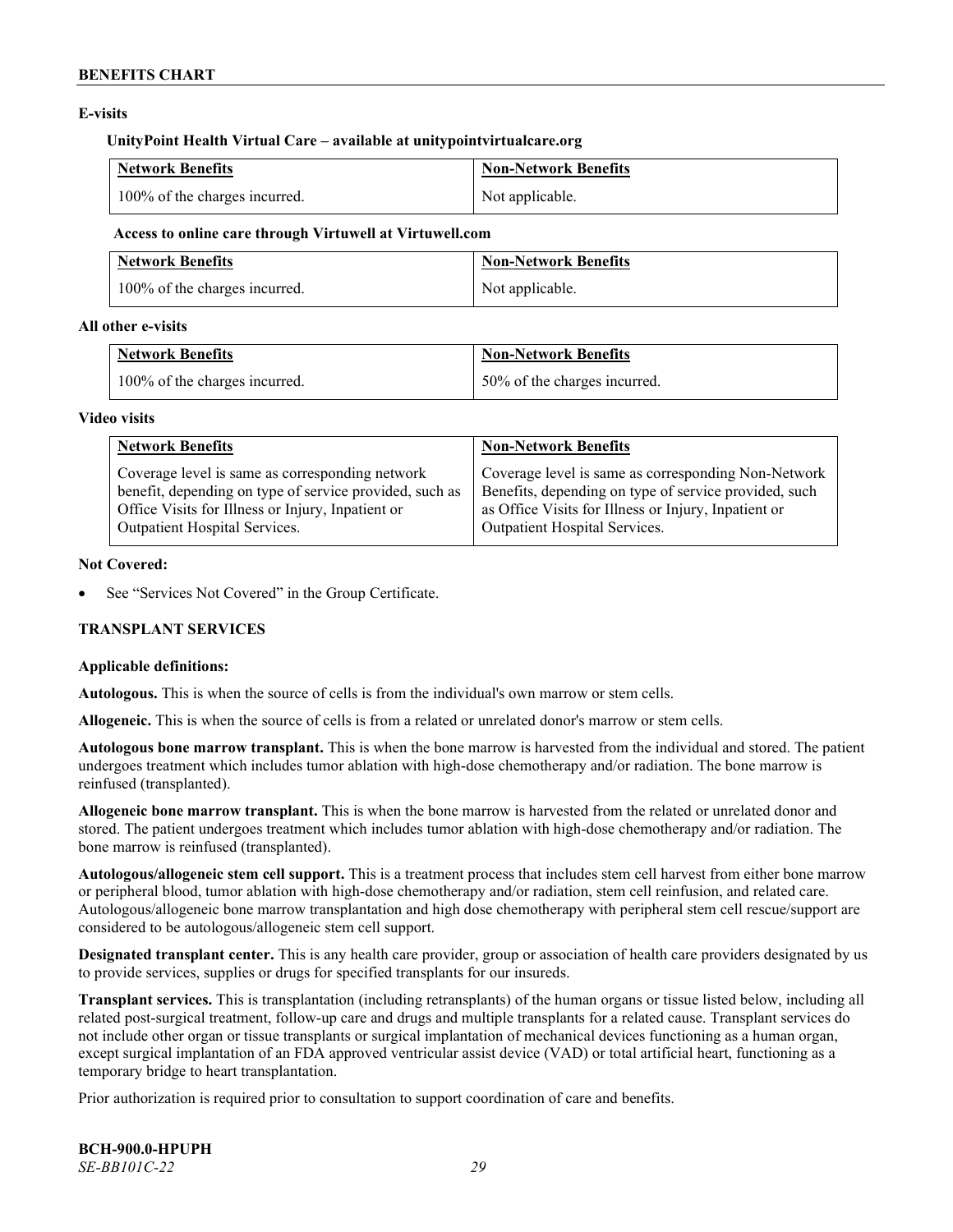**E-visits**

**UnityPoint Health Virtual Care – available at unitypointvirtualcare.org**

| Network Benefits | Non-Network Benefits |
|---|---|
| 100% of the charges incurred. | Not applicable. |

**Access to online care through Virtuwell at Virtuwell.com**

| Network Benefits | Non-Network Benefits |
|---|---|
| 100% of the charges incurred. | Not applicable. |

**All other e-visits**

| Network Benefits | Non-Network Benefits |
|---|---|
| 100% of the charges incurred. | 50% of the charges incurred. |

**Video visits**

| Network Benefits | Non-Network Benefits |
|---|---|
| Coverage level is same as corresponding network benefit, depending on type of service provided, such as Office Visits for Illness or Injury, Inpatient or Outpatient Hospital Services. | Coverage level is same as corresponding Non-Network Benefits, depending on type of service provided, such as Office Visits for Illness or Injury, Inpatient or Outpatient Hospital Services. |

**Not Covered:**

- See "Services Not Covered" in the Group Certificate.

**TRANSPLANT SERVICES**

**Applicable definitions:**

**Autologous.** This is when the source of cells is from the individual's own marrow or stem cells.

**Allogeneic.** This is when the source of cells is from a related or unrelated donor's marrow or stem cells.

**Autologous bone marrow transplant.** This is when the bone marrow is harvested from the individual and stored. The patient undergoes treatment which includes tumor ablation with high-dose chemotherapy and/or radiation. The bone marrow is reinfused (transplanted).

**Allogeneic bone marrow transplant.** This is when the bone marrow is harvested from the related or unrelated donor and stored. The patient undergoes treatment which includes tumor ablation with high-dose chemotherapy and/or radiation. The bone marrow is reinfused (transplanted).

**Autologous/allogeneic stem cell support.** This is a treatment process that includes stem cell harvest from either bone marrow or peripheral blood, tumor ablation with high-dose chemotherapy and/or radiation, stem cell reinfusion, and related care. Autologous/allogeneic bone marrow transplantation and high dose chemotherapy with peripheral stem cell rescue/support are considered to be autologous/allogeneic stem cell support.

**Designated transplant center.** This is any health care provider, group or association of health care providers designated by us to provide services, supplies or drugs for specified transplants for our insureds.

**Transplant services.** This is transplantation (including retransplants) of the human organs or tissue listed below, including all related post-surgical treatment, follow-up care and drugs and multiple transplants for a related cause. Transplant services do not include other organ or tissue transplants or surgical implantation of mechanical devices functioning as a human organ, except surgical implantation of an FDA approved ventricular assist device (VAD) or total artificial heart, functioning as a temporary bridge to heart transplantation.

Prior authorization is required prior to consultation to support coordination of care and benefits.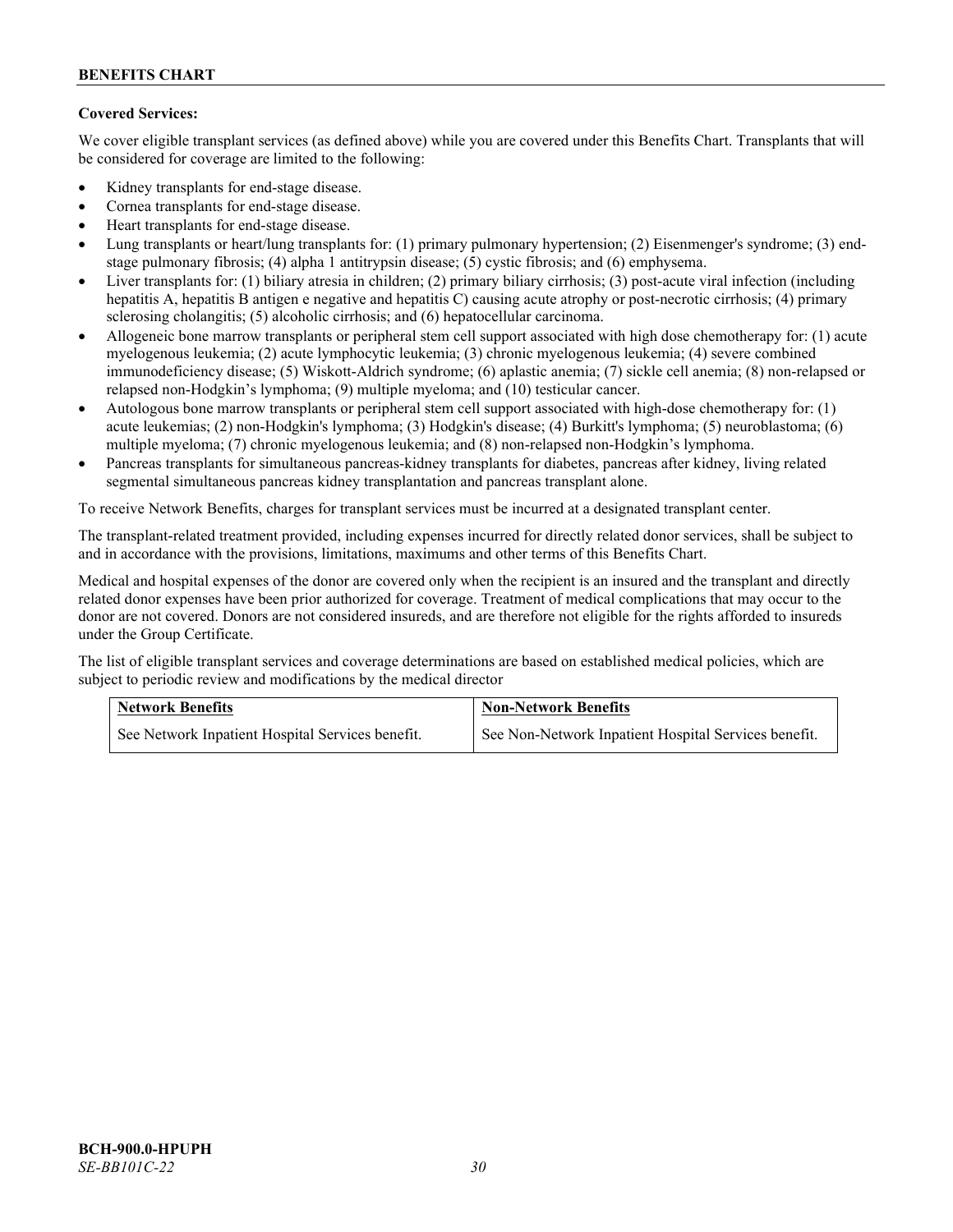**Covered Services:**

We cover eligible transplant services (as defined above) while you are covered under this Benefits Chart. Transplants that will be considered for coverage are limited to the following:

- Kidney transplants for end-stage disease.
- Cornea transplants for end-stage disease.
- Heart transplants for end-stage disease.
- Lung transplants or heart/lung transplants for: (1) primary pulmonary hypertension; (2) Eisenmenger's syndrome; (3) end-stage pulmonary fibrosis; (4) alpha 1 antitrypsin disease; (5) cystic fibrosis; and (6) emphysema.
- Liver transplants for: (1) biliary atresia in children; (2) primary biliary cirrhosis; (3) post-acute viral infection (including hepatitis A, hepatitis B antigen e negative and hepatitis C) causing acute atrophy or post-necrotic cirrhosis; (4) primary sclerosing cholangitis; (5) alcoholic cirrhosis; and (6) hepatocellular carcinoma.
- Allogeneic bone marrow transplants or peripheral stem cell support associated with high dose chemotherapy for: (1) acute myelogenous leukemia; (2) acute lymphocytic leukemia; (3) chronic myelogenous leukemia; (4) severe combined immunodeficiency disease; (5) Wiskott-Aldrich syndrome; (6) aplastic anemia; (7) sickle cell anemia; (8) non-relapsed or relapsed non-Hodgkin's lymphoma; (9) multiple myeloma; and (10) testicular cancer.
- Autologous bone marrow transplants or peripheral stem cell support associated with high-dose chemotherapy for: (1) acute leukemias; (2) non-Hodgkin's lymphoma; (3) Hodgkin's disease; (4) Burkitt's lymphoma; (5) neuroblastoma; (6) multiple myeloma; (7) chronic myelogenous leukemia; and (8) non-relapsed non-Hodgkin's lymphoma.
- Pancreas transplants for simultaneous pancreas-kidney transplants for diabetes, pancreas after kidney, living related segmental simultaneous pancreas kidney transplantation and pancreas transplant alone.

To receive Network Benefits, charges for transplant services must be incurred at a designated transplant center.

The transplant-related treatment provided, including expenses incurred for directly related donor services, shall be subject to and in accordance with the provisions, limitations, maximums and other terms of this Benefits Chart.

Medical and hospital expenses of the donor are covered only when the recipient is an insured and the transplant and directly related donor expenses have been prior authorized for coverage. Treatment of medical complications that may occur to the donor are not covered. Donors are not considered insureds, and are therefore not eligible for the rights afforded to insureds under the Group Certificate.

The list of eligible transplant services and coverage determinations are based on established medical policies, which are subject to periodic review and modifications by the medical director

| Network Benefits | Non-Network Benefits |
|---|---|
| See Network Inpatient Hospital Services benefit. | See Non-Network Inpatient Hospital Services benefit. |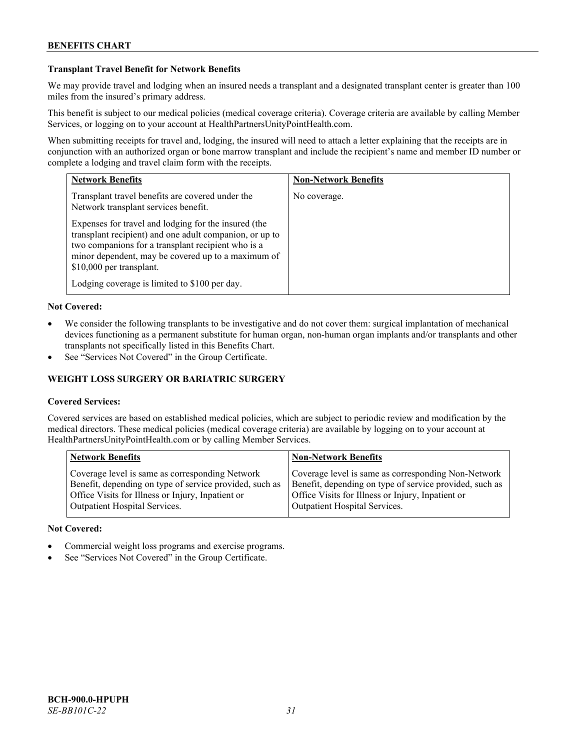### Transplant Travel Benefit for Network Benefits

We may provide travel and lodging when an insured needs a transplant and a designated transplant center is greater than 100 miles from the insured's primary address.

This benefit is subject to our medical policies (medical coverage criteria). Coverage criteria are available by calling Member Services, or logging on to your account at HealthPartnersUnityPointHealth.com.

When submitting receipts for travel and, lodging, the insured will need to attach a letter explaining that the receipts are in conjunction with an authorized organ or bone marrow transplant and include the recipient's name and member ID number or complete a lodging and travel claim form with the receipts.

| Network Benefits | Non-Network Benefits |
|---|---|
| Transplant travel benefits are covered under the Network transplant services benefit.<br><br>Expenses for travel and lodging for the insured (the transplant recipient) and one adult companion, or up to two companions for a transplant recipient who is a minor dependent, may be covered up to a maximum of $10,000 per transplant.<br><br>Lodging coverage is limited to $100 per day. | No coverage. |

**Not Covered:**

- We consider the following transplants to be investigative and do not cover them: surgical implantation of mechanical devices functioning as a permanent substitute for human organ, non-human organ implants and/or transplants and other transplants not specifically listed in this Benefits Chart.
- See "Services Not Covered" in the Group Certificate.

## WEIGHT LOSS SURGERY OR BARIATRIC SURGERY

**Covered Services:**

Covered services are based on established medical policies, which are subject to periodic review and modification by the medical directors. These medical policies (medical coverage criteria) are available by logging on to your account at HealthPartnersUnityPointHealth.com or by calling Member Services.

| Network Benefits | Non-Network Benefits |
|---|---|
| Coverage level is same as corresponding Network Benefit, depending on type of service provided, such as Office Visits for Illness or Injury, Inpatient or Outpatient Hospital Services. | Coverage level is same as corresponding Non-Network Benefit, depending on type of service provided, such as Office Visits for Illness or Injury, Inpatient or Outpatient Hospital Services. |

**Not Covered:**

- Commercial weight loss programs and exercise programs.
- See "Services Not Covered" in the Group Certificate.

**BCH-900.0-HPUPH**
*SE-BB101C-22*